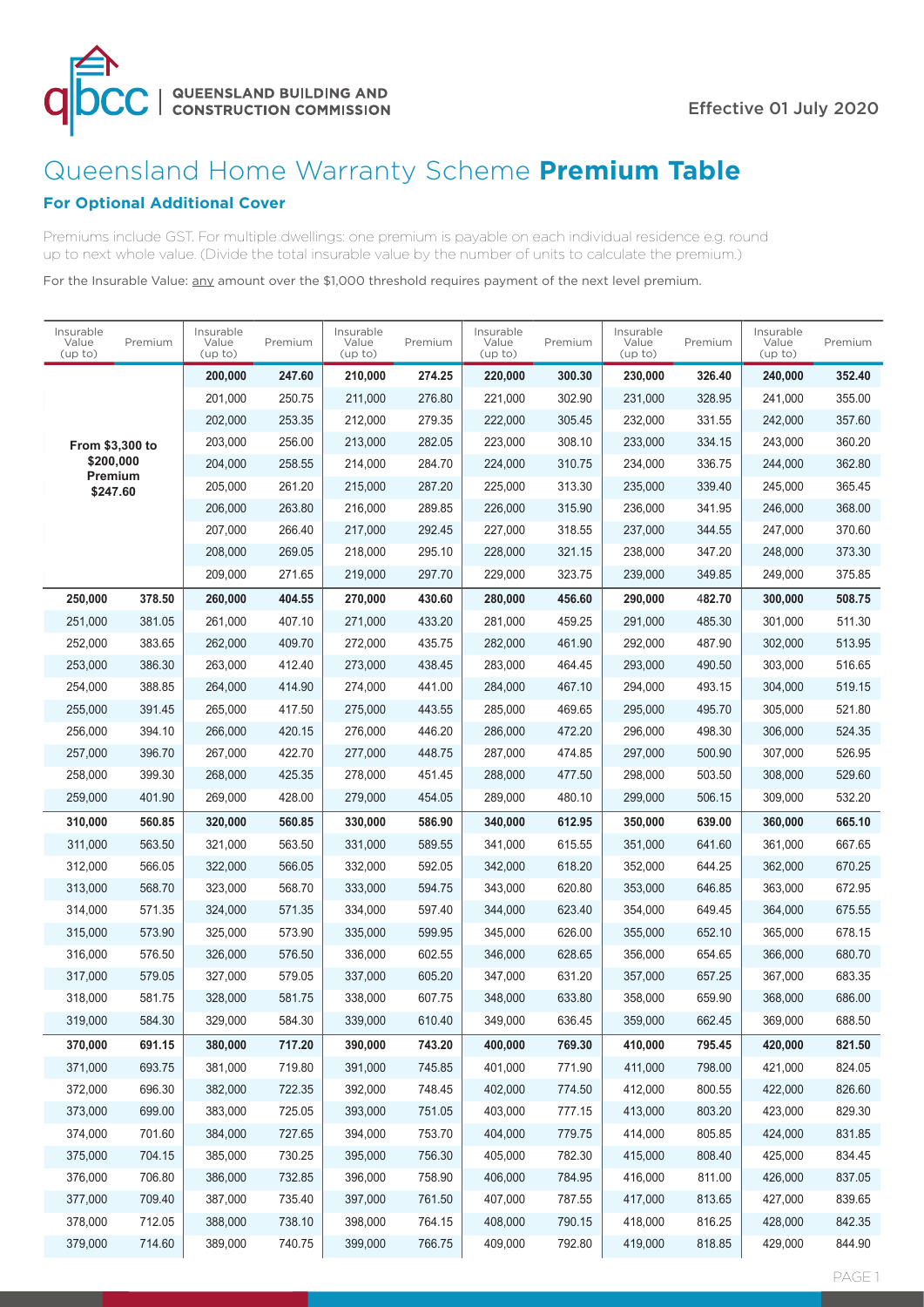Effective 01 July 2020

# Queensland Home Warranty Scheme **Premium Table**

### **For Optional Additional Cover**

Premiums include GST. For multiple dwellings: one premium is payable on each individual residence e.g. round up to next whole value. (Divide the total insurable value by the number of units to calculate the premium.)

For the Insurable Value: any amount over the $1,000 threshold requires payment of the next level premium.

| Insurable Value (up to) | Premium | Insurable Value (up to) | Premium | Insurable Value (up to) | Premium | Insurable Value (up to) | Premium | Insurable Value (up to) | Premium | Insurable Value (up to) | Premium |
|---|---|---|---|---|---|---|---|---|---|---|---|
| **From $3,300 to $200,000 Premium $247.60** | | **200,000** | **247.60** | **210,000** | **274.25** | **220,000** | **300.30** | **230,000** | **326.40** | **240,000** | **352.40** |
| | | 201,000 | 250.75 | 211,000 | 276.80 | 221,000 | 302.90 | 231,000 | 328.95 | 241,000 | 355.00 |
| | | 202,000 | 253.35 | 212,000 | 279.35 | 222,000 | 305.45 | 232,000 | 331.55 | 242,000 | 357.60 |
| | | 203,000 | 256.00 | 213,000 | 282.05 | 223,000 | 308.10 | 233,000 | 334.15 | 243,000 | 360.20 |
| | | 204,000 | 258.55 | 214,000 | 284.70 | 224,000 | 310.75 | 234,000 | 336.75 | 244,000 | 362.80 |
| | | 205,000 | 261.20 | 215,000 | 287.20 | 225,000 | 313.30 | 235,000 | 339.40 | 245,000 | 365.45 |
| | | 206,000 | 263.80 | 216,000 | 289.85 | 226,000 | 315.90 | 236,000 | 341.95 | 246,000 | 368.00 |
| | | 207,000 | 266.40 | 217,000 | 292.45 | 227,000 | 318.55 | 237,000 | 344.55 | 247,000 | 370.60 |
| | | 208,000 | 269.05 | 218,000 | 295.10 | 228,000 | 321.15 | 238,000 | 347.20 | 248,000 | 373.30 |
| | | 209,000 | 271.65 | 219,000 | 297.70 | 229,000 | 323.75 | 239,000 | 349.85 | 249,000 | 375.85 |
| **250,000** | **378.50** | **260,000** | **404.55** | **270,000** | **430.60** | **280,000** | **456.60** | **290,000** | **482.70** | **300,000** | **508.75** |
| 251,000 | 381.05 | 261,000 | 407.10 | 271,000 | 433.20 | 281,000 | 459.25 | 291,000 | 485.30 | 301,000 | 511.30 |
| 252,000 | 383.65 | 262,000 | 409.70 | 272,000 | 435.75 | 282,000 | 461.90 | 292,000 | 487.90 | 302,000 | 513.95 |
| 253,000 | 386.30 | 263,000 | 412.40 | 273,000 | 438.45 | 283,000 | 464.45 | 293,000 | 490.50 | 303,000 | 516.65 |
| 254,000 | 388.85 | 264,000 | 414.90 | 274,000 | 441.00 | 284,000 | 467.10 | 294,000 | 493.15 | 304,000 | 519.15 |
| 255,000 | 391.45 | 265,000 | 417.50 | 275,000 | 443.55 | 285,000 | 469.65 | 295,000 | 495.70 | 305,000 | 521.80 |
| 256,000 | 394.10 | 266,000 | 420.15 | 276,000 | 446.20 | 286,000 | 472.20 | 296,000 | 498.30 | 306,000 | 524.35 |
| 257,000 | 396.70 | 267,000 | 422.70 | 277,000 | 448.75 | 287,000 | 474.85 | 297,000 | 500.90 | 307,000 | 526.95 |
| 258,000 | 399.30 | 268,000 | 425.35 | 278,000 | 451.45 | 288,000 | 477.50 | 298,000 | 503.50 | 308,000 | 529.60 |
| 259,000 | 401.90 | 269,000 | 428.00 | 279,000 | 454.05 | 289,000 | 480.10 | 299,000 | 506.15 | 309,000 | 532.20 |
| **310,000** | **560.85** | **320,000** | **560.85** | **330,000** | **586.90** | **340,000** | **612.95** | **350,000** | **639.00** | **360,000** | **665.10** |
| 311,000 | 563.50 | 321,000 | 563.50 | 331,000 | 589.55 | 341,000 | 615.55 | 351,000 | 641.60 | 361,000 | 667.65 |
| 312,000 | 566.05 | 322,000 | 566.05 | 332,000 | 592.05 | 342,000 | 618.20 | 352,000 | 644.25 | 362,000 | 670.25 |
| 313,000 | 568.70 | 323,000 | 568.70 | 333,000 | 594.75 | 343,000 | 620.80 | 353,000 | 646.85 | 363,000 | 672.95 |
| 314,000 | 571.35 | 324,000 | 571.35 | 334,000 | 597.40 | 344,000 | 623.40 | 354,000 | 649.45 | 364,000 | 675.55 |
| 315,000 | 573.90 | 325,000 | 573.90 | 335,000 | 599.95 | 345,000 | 626.00 | 355,000 | 652.10 | 365,000 | 678.15 |
| 316,000 | 576.50 | 326,000 | 576.50 | 336,000 | 602.55 | 346,000 | 628.65 | 356,000 | 654.65 | 366,000 | 680.70 |
| 317,000 | 579.05 | 327,000 | 579.05 | 337,000 | 605.20 | 347,000 | 631.20 | 357,000 | 657.25 | 367,000 | 683.35 |
| 318,000 | 581.75 | 328,000 | 581.75 | 338,000 | 607.75 | 348,000 | 633.80 | 358,000 | 659.90 | 368,000 | 686.00 |
| 319,000 | 584.30 | 329,000 | 584.30 | 339,000 | 610.40 | 349,000 | 636.45 | 359,000 | 662.45 | 369,000 | 688.50 |
| **370,000** | **691.15** | **380,000** | **717.20** | **390,000** | **743.20** | **400,000** | **769.30** | **410,000** | **795.45** | **420,000** | **821.50** |
| 371,000 | 693.75 | 381,000 | 719.80 | 391,000 | 745.85 | 401,000 | 771.90 | 411,000 | 798.00 | 421,000 | 824.05 |
| 372,000 | 696.30 | 382,000 | 722.35 | 392,000 | 748.45 | 402,000 | 774.50 | 412,000 | 800.55 | 422,000 | 826.60 |
| 373,000 | 699.00 | 383,000 | 725.05 | 393,000 | 751.05 | 403,000 | 777.15 | 413,000 | 803.20 | 423,000 | 829.30 |
| 374,000 | 701.60 | 384,000 | 727.65 | 394,000 | 753.70 | 404,000 | 779.75 | 414,000 | 805.85 | 424,000 | 831.85 |
| 375,000 | 704.15 | 385,000 | 730.25 | 395,000 | 756.30 | 405,000 | 782.30 | 415,000 | 808.40 | 425,000 | 834.45 |
| 376,000 | 706.80 | 386,000 | 732.85 | 396,000 | 758.90 | 406,000 | 784.95 | 416,000 | 811.00 | 426,000 | 837.05 |
| 377,000 | 709.40 | 387,000 | 735.40 | 397,000 | 761.50 | 407,000 | 787.55 | 417,000 | 813.65 | 427,000 | 839.65 |
| 378,000 | 712.05 | 388,000 | 738.10 | 398,000 | 764.15 | 408,000 | 790.15 | 418,000 | 816.25 | 428,000 | 842.35 |
| 379,000 | 714.60 | 389,000 | 740.75 | 399,000 | 766.75 | 409,000 | 792.80 | 419,000 | 818.85 | 429,000 | 844.90 |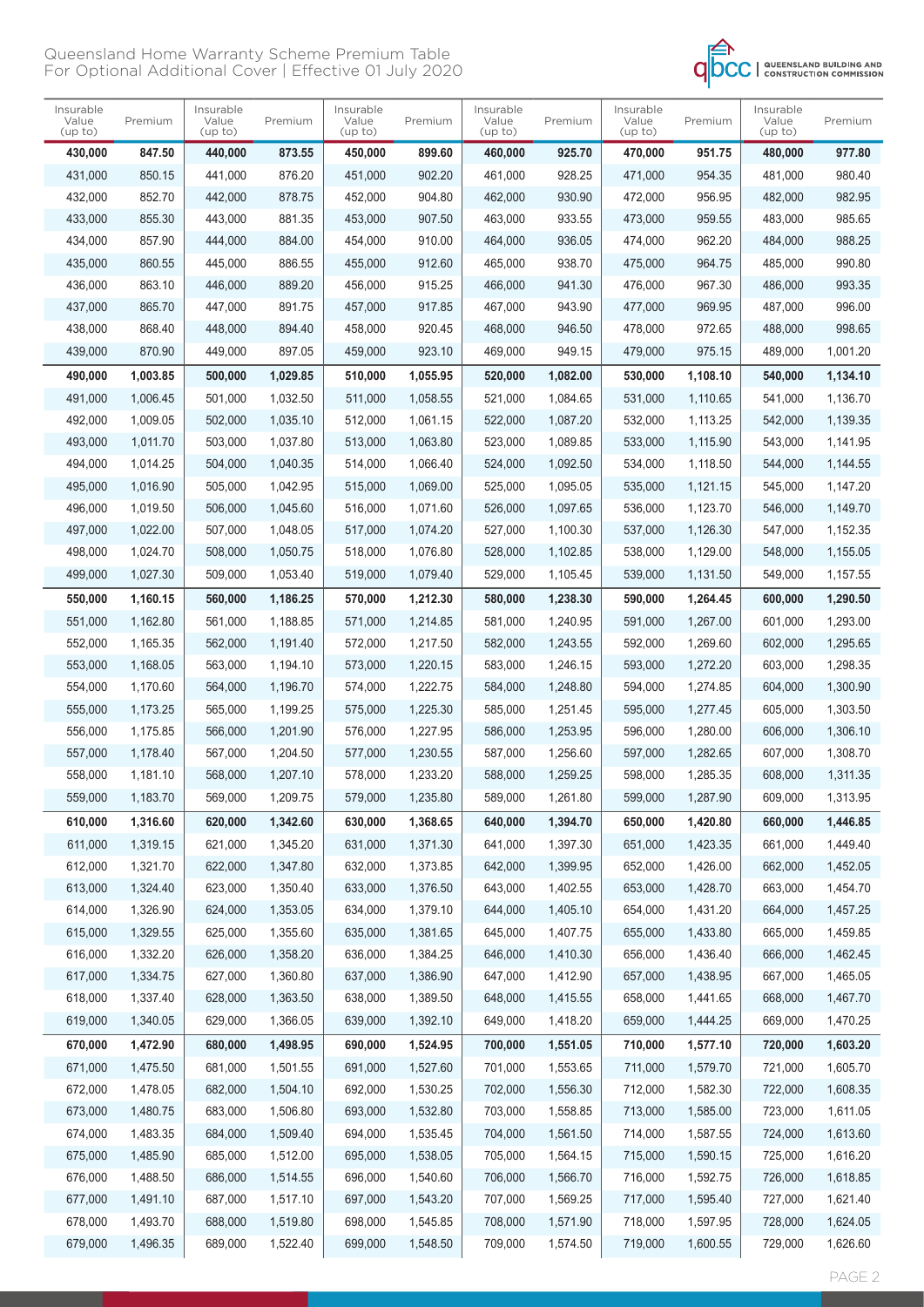Queensland Home Warranty Scheme Premium Table
For Optional Additional Cover | Effective 01 July 2020

| Insurable Value (up to) | Premium | Insurable Value (up to) | Premium | Insurable Value (up to) | Premium | Insurable Value (up to) | Premium | Insurable Value (up to) | Premium | Insurable Value (up to) | Premium |
|---|---|---|---|---|---|---|---|---|---|---|---|
| **430,000** | **847.50** | **440,000** | **873.55** | **450,000** | **899.60** | **460,000** | **925.70** | **470,000** | **951.75** | **480,000** | **977.80** |
| 431,000 | 850.15 | 441,000 | 876.20 | 451,000 | 902.20 | 461,000 | 928.25 | 471,000 | 954.35 | 481,000 | 980.40 |
| 432,000 | 852.70 | 442,000 | 878.75 | 452,000 | 904.80 | 462,000 | 930.90 | 472,000 | 956.95 | 482,000 | 982.95 |
| 433,000 | 855.30 | 443,000 | 881.35 | 453,000 | 907.50 | 463,000 | 933.55 | 473,000 | 959.55 | 483,000 | 985.65 |
| 434,000 | 857.90 | 444,000 | 884.00 | 454,000 | 910.00 | 464,000 | 936.05 | 474,000 | 962.20 | 484,000 | 988.25 |
| 435,000 | 860.55 | 445,000 | 886.55 | 455,000 | 912.60 | 465,000 | 938.70 | 475,000 | 964.75 | 485,000 | 990.80 |
| 436,000 | 863.10 | 446,000 | 889.20 | 456,000 | 915.25 | 466,000 | 941.30 | 476,000 | 967.30 | 486,000 | 993.35 |
| 437,000 | 865.70 | 447,000 | 891.75 | 457,000 | 917.85 | 467,000 | 943.90 | 477,000 | 969.95 | 487,000 | 996.00 |
| 438,000 | 868.40 | 448,000 | 894.40 | 458,000 | 920.45 | 468,000 | 946.50 | 478,000 | 972.65 | 488,000 | 998.65 |
| 439,000 | 870.90 | 449,000 | 897.05 | 459,000 | 923.10 | 469,000 | 949.15 | 479,000 | 975.15 | 489,000 | 1,001.20 |
| **490,000** | **1,003.85** | **500,000** | **1,029.85** | **510,000** | **1,055.95** | **520,000** | **1,082.00** | **530,000** | **1,108.10** | **540,000** | **1,134.10** |
| 491,000 | 1,006.45 | 501,000 | 1,032.50 | 511,000 | 1,058.55 | 521,000 | 1,084.65 | 531,000 | 1,110.65 | 541,000 | 1,136.70 |
| 492,000 | 1,009.05 | 502,000 | 1,035.10 | 512,000 | 1,061.15 | 522,000 | 1,087.20 | 532,000 | 1,113.25 | 542,000 | 1,139.35 |
| 493,000 | 1,011.70 | 503,000 | 1,037.80 | 513,000 | 1,063.80 | 523,000 | 1,089.85 | 533,000 | 1,115.90 | 543,000 | 1,141.95 |
| 494,000 | 1,014.25 | 504,000 | 1,040.35 | 514,000 | 1,066.40 | 524,000 | 1,092.50 | 534,000 | 1,118.50 | 544,000 | 1,144.55 |
| 495,000 | 1,016.90 | 505,000 | 1,042.95 | 515,000 | 1,069.00 | 525,000 | 1,095.05 | 535,000 | 1,121.15 | 545,000 | 1,147.20 |
| 496,000 | 1,019.50 | 506,000 | 1,045.60 | 516,000 | 1,071.60 | 526,000 | 1,097.65 | 536,000 | 1,123.70 | 546,000 | 1,149.70 |
| 497,000 | 1,022.00 | 507,000 | 1,048.05 | 517,000 | 1,074.20 | 527,000 | 1,100.30 | 537,000 | 1,126.30 | 547,000 | 1,152.35 |
| 498,000 | 1,024.70 | 508,000 | 1,050.75 | 518,000 | 1,076.80 | 528,000 | 1,102.85 | 538,000 | 1,129.00 | 548,000 | 1,155.05 |
| 499,000 | 1,027.30 | 509,000 | 1,053.40 | 519,000 | 1,079.40 | 529,000 | 1,105.45 | 539,000 | 1,131.50 | 549,000 | 1,157.55 |
| **550,000** | **1,160.15** | **560,000** | **1,186.25** | **570,000** | **1,212.30** | **580,000** | **1,238.30** | **590,000** | **1,264.45** | **600,000** | **1,290.50** |
| 551,000 | 1,162.80 | 561,000 | 1,188.85 | 571,000 | 1,214.85 | 581,000 | 1,240.95 | 591,000 | 1,267.00 | 601,000 | 1,293.00 |
| 552,000 | 1,165.35 | 562,000 | 1,191.40 | 572,000 | 1,217.50 | 582,000 | 1,243.55 | 592,000 | 1,269.60 | 602,000 | 1,295.65 |
| 553,000 | 1,168.05 | 563,000 | 1,194.10 | 573,000 | 1,220.15 | 583,000 | 1,246.15 | 593,000 | 1,272.20 | 603,000 | 1,298.35 |
| 554,000 | 1,170.60 | 564,000 | 1,196.70 | 574,000 | 1,222.75 | 584,000 | 1,248.80 | 594,000 | 1,274.85 | 604,000 | 1,300.90 |
| 555,000 | 1,173.25 | 565,000 | 1,199.25 | 575,000 | 1,225.30 | 585,000 | 1,251.45 | 595,000 | 1,277.45 | 605,000 | 1,303.50 |
| 556,000 | 1,175.85 | 566,000 | 1,201.90 | 576,000 | 1,227.95 | 586,000 | 1,253.95 | 596,000 | 1,280.00 | 606,000 | 1,306.10 |
| 557,000 | 1,178.40 | 567,000 | 1,204.50 | 577,000 | 1,230.55 | 587,000 | 1,256.60 | 597,000 | 1,282.65 | 607,000 | 1,308.70 |
| 558,000 | 1,181.10 | 568,000 | 1,207.10 | 578,000 | 1,233.20 | 588,000 | 1,259.25 | 598,000 | 1,285.35 | 608,000 | 1,311.35 |
| 559,000 | 1,183.70 | 569,000 | 1,209.75 | 579,000 | 1,235.80 | 589,000 | 1,261.80 | 599,000 | 1,287.90 | 609,000 | 1,313.95 |
| **610,000** | **1,316.60** | **620,000** | **1,342.60** | **630,000** | **1,368.65** | **640,000** | **1,394.70** | **650,000** | **1,420.80** | **660,000** | **1,446.85** |
| 611,000 | 1,319.15 | 621,000 | 1,345.20 | 631,000 | 1,371.30 | 641,000 | 1,397.30 | 651,000 | 1,423.35 | 661,000 | 1,449.40 |
| 612,000 | 1,321.70 | 622,000 | 1,347.80 | 632,000 | 1,373.85 | 642,000 | 1,399.95 | 652,000 | 1,426.00 | 662,000 | 1,452.05 |
| 613,000 | 1,324.40 | 623,000 | 1,350.40 | 633,000 | 1,376.50 | 643,000 | 1,402.55 | 653,000 | 1,428.70 | 663,000 | 1,454.70 |
| 614,000 | 1,326.90 | 624,000 | 1,353.05 | 634,000 | 1,379.10 | 644,000 | 1,405.10 | 654,000 | 1,431.20 | 664,000 | 1,457.25 |
| 615,000 | 1,329.55 | 625,000 | 1,355.60 | 635,000 | 1,381.65 | 645,000 | 1,407.75 | 655,000 | 1,433.80 | 665,000 | 1,459.85 |
| 616,000 | 1,332.20 | 626,000 | 1,358.20 | 636,000 | 1,384.25 | 646,000 | 1,410.30 | 656,000 | 1,436.40 | 666,000 | 1,462.45 |
| 617,000 | 1,334.75 | 627,000 | 1,360.80 | 637,000 | 1,386.90 | 647,000 | 1,412.90 | 657,000 | 1,438.95 | 667,000 | 1,465.05 |
| 618,000 | 1,337.40 | 628,000 | 1,363.50 | 638,000 | 1,389.50 | 648,000 | 1,415.55 | 658,000 | 1,441.65 | 668,000 | 1,467.70 |
| 619,000 | 1,340.05 | 629,000 | 1,366.05 | 639,000 | 1,392.10 | 649,000 | 1,418.20 | 659,000 | 1,444.25 | 669,000 | 1,470.25 |
| **670,000** | **1,472.90** | **680,000** | **1,498.95** | **690,000** | **1,524.95** | **700,000** | **1,551.05** | **710,000** | **1,577.10** | **720,000** | **1,603.20** |
| 671,000 | 1,475.50 | 681,000 | 1,501.55 | 691,000 | 1,527.60 | 701,000 | 1,553.65 | 711,000 | 1,579.70 | 721,000 | 1,605.70 |
| 672,000 | 1,478.05 | 682,000 | 1,504.10 | 692,000 | 1,530.25 | 702,000 | 1,556.30 | 712,000 | 1,582.30 | 722,000 | 1,608.35 |
| 673,000 | 1,480.75 | 683,000 | 1,506.80 | 693,000 | 1,532.80 | 703,000 | 1,558.85 | 713,000 | 1,585.00 | 723,000 | 1,611.05 |
| 674,000 | 1,483.35 | 684,000 | 1,509.40 | 694,000 | 1,535.45 | 704,000 | 1,561.50 | 714,000 | 1,587.55 | 724,000 | 1,613.60 |
| 675,000 | 1,485.90 | 685,000 | 1,512.00 | 695,000 | 1,538.05 | 705,000 | 1,564.15 | 715,000 | 1,590.15 | 725,000 | 1,616.20 |
| 676,000 | 1,488.50 | 686,000 | 1,514.55 | 696,000 | 1,540.60 | 706,000 | 1,566.70 | 716,000 | 1,592.75 | 726,000 | 1,618.85 |
| 677,000 | 1,491.10 | 687,000 | 1,517.10 | 697,000 | 1,543.20 | 707,000 | 1,569.25 | 717,000 | 1,595.40 | 727,000 | 1,621.40 |
| 678,000 | 1,493.70 | 688,000 | 1,519.80 | 698,000 | 1,545.85 | 708,000 | 1,571.90 | 718,000 | 1,597.95 | 728,000 | 1,624.05 |
| 679,000 | 1,496.35 | 689,000 | 1,522.40 | 699,000 | 1,548.50 | 709,000 | 1,574.50 | 719,000 | 1,600.55 | 729,000 | 1,626.60 |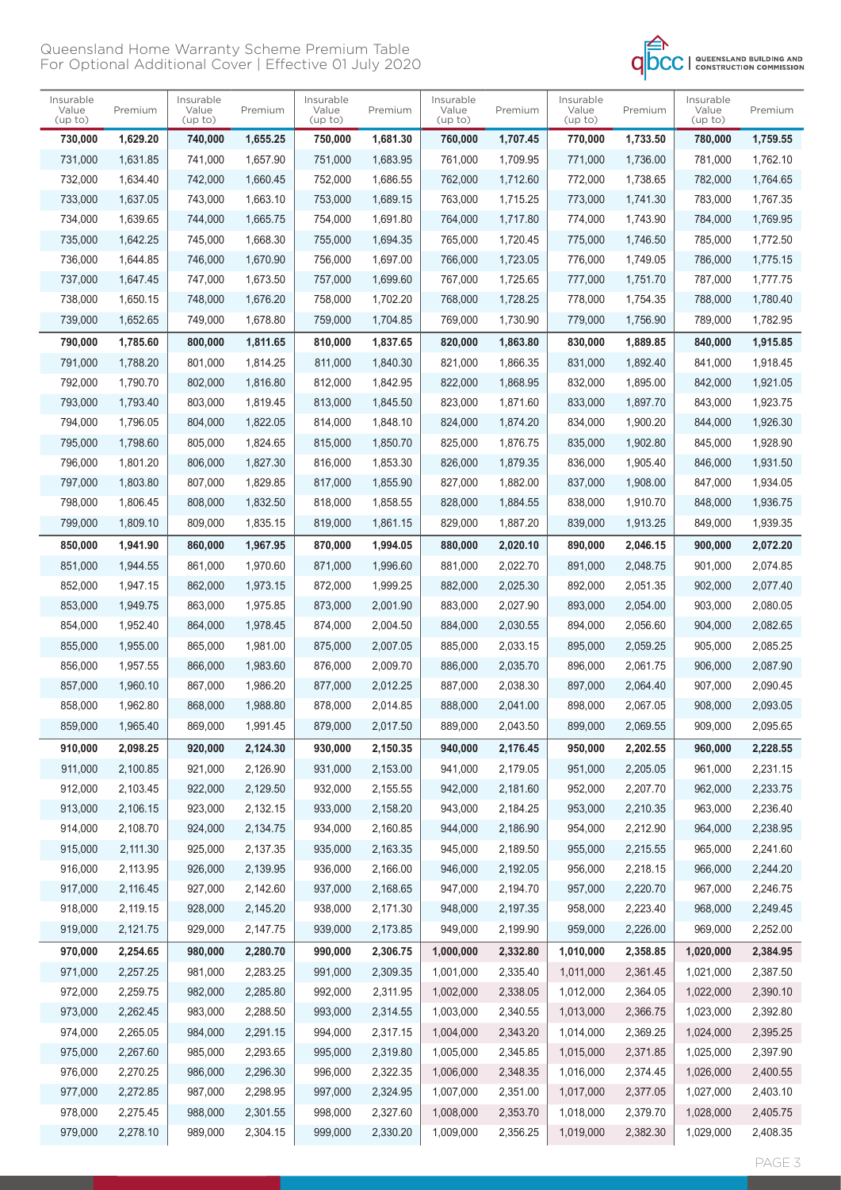# Queensland Home Warranty Scheme Premium Table For Optional Additional Cover | Effective 01 July 2020

| Insurable Value (up to) | Premium | Insurable Value (up to) | Premium | Insurable Value (up to) | Premium | Insurable Value (up to) | Premium | Insurable Value (up to) | Premium | Insurable Value (up to) | Premium |
|---|---|---|---|---|---|---|---|---|---|---|---|
| **730,000** | **1,629.20** | **740,000** | **1,655.25** | **750,000** | **1,681.30** | **760,000** | **1,707.45** | **770,000** | **1,733.50** | **780,000** | **1,759.55** |
| 731,000 | 1,631.85 | 741,000 | 1,657.90 | 751,000 | 1,683.95 | 761,000 | 1,709.95 | 771,000 | 1,736.00 | 781,000 | 1,762.10 |
| 732,000 | 1,634.40 | 742,000 | 1,660.45 | 752,000 | 1,686.55 | 762,000 | 1,712.60 | 772,000 | 1,738.65 | 782,000 | 1,764.65 |
| 733,000 | 1,637.05 | 743,000 | 1,663.10 | 753,000 | 1,689.15 | 763,000 | 1,715.25 | 773,000 | 1,741.30 | 783,000 | 1,767.35 |
| 734,000 | 1,639.65 | 744,000 | 1,665.75 | 754,000 | 1,691.80 | 764,000 | 1,717.80 | 774,000 | 1,743.90 | 784,000 | 1,769.95 |
| 735,000 | 1,642.25 | 745,000 | 1,668.30 | 755,000 | 1,694.35 | 765,000 | 1,720.45 | 775,000 | 1,746.50 | 785,000 | 1,772.50 |
| 736,000 | 1,644.85 | 746,000 | 1,670.90 | 756,000 | 1,697.00 | 766,000 | 1,723.05 | 776,000 | 1,749.05 | 786,000 | 1,775.15 |
| 737,000 | 1,647.45 | 747,000 | 1,673.50 | 757,000 | 1,699.60 | 767,000 | 1,725.65 | 777,000 | 1,751.70 | 787,000 | 1,777.75 |
| 738,000 | 1,650.15 | 748,000 | 1,676.20 | 758,000 | 1,702.20 | 768,000 | 1,728.25 | 778,000 | 1,754.35 | 788,000 | 1,780.40 |
| 739,000 | 1,652.65 | 749,000 | 1,678.80 | 759,000 | 1,704.85 | 769,000 | 1,730.90 | 779,000 | 1,756.90 | 789,000 | 1,782.95 |
| **790,000** | **1,785.60** | **800,000** | **1,811.65** | **810,000** | **1,837.65** | **820,000** | **1,863.80** | **830,000** | **1,889.85** | **840,000** | **1,915.85** |
| 791,000 | 1,788.20 | 801,000 | 1,814.25 | 811,000 | 1,840.30 | 821,000 | 1,866.35 | 831,000 | 1,892.40 | 841,000 | 1,918.45 |
| 792,000 | 1,790.70 | 802,000 | 1,816.80 | 812,000 | 1,842.95 | 822,000 | 1,868.95 | 832,000 | 1,895.00 | 842,000 | 1,921.05 |
| 793,000 | 1,793.40 | 803,000 | 1,819.45 | 813,000 | 1,845.50 | 823,000 | 1,871.60 | 833,000 | 1,897.70 | 843,000 | 1,923.75 |
| 794,000 | 1,796.05 | 804,000 | 1,822.05 | 814,000 | 1,848.10 | 824,000 | 1,874.20 | 834,000 | 1,900.20 | 844,000 | 1,926.30 |
| 795,000 | 1,798.60 | 805,000 | 1,824.65 | 815,000 | 1,850.70 | 825,000 | 1,876.75 | 835,000 | 1,902.80 | 845,000 | 1,928.90 |
| 796,000 | 1,801.20 | 806,000 | 1,827.30 | 816,000 | 1,853.30 | 826,000 | 1,879.35 | 836,000 | 1,905.40 | 846,000 | 1,931.50 |
| 797,000 | 1,803.80 | 807,000 | 1,829.85 | 817,000 | 1,855.90 | 827,000 | 1,882.00 | 837,000 | 1,908.00 | 847,000 | 1,934.05 |
| 798,000 | 1,806.45 | 808,000 | 1,832.50 | 818,000 | 1,858.55 | 828,000 | 1,884.55 | 838,000 | 1,910.70 | 848,000 | 1,936.75 |
| 799,000 | 1,809.10 | 809,000 | 1,835.15 | 819,000 | 1,861.15 | 829,000 | 1,887.20 | 839,000 | 1,913.25 | 849,000 | 1,939.35 |
| **850,000** | **1,941.90** | **860,000** | **1,967.95** | **870,000** | **1,994.05** | **880,000** | **2,020.10** | **890,000** | **2,046.15** | **900,000** | **2,072.20** |
| 851,000 | 1,944.55 | 861,000 | 1,970.60 | 871,000 | 1,996.60 | 881,000 | 2,022.70 | 891,000 | 2,048.75 | 901,000 | 2,074.85 |
| 852,000 | 1,947.15 | 862,000 | 1,973.15 | 872,000 | 1,999.25 | 882,000 | 2,025.30 | 892,000 | 2,051.35 | 902,000 | 2,077.40 |
| 853,000 | 1,949.75 | 863,000 | 1,975.85 | 873,000 | 2,001.90 | 883,000 | 2,027.90 | 893,000 | 2,054.00 | 903,000 | 2,080.05 |
| 854,000 | 1,952.40 | 864,000 | 1,978.45 | 874,000 | 2,004.50 | 884,000 | 2,030.55 | 894,000 | 2,056.60 | 904,000 | 2,082.65 |
| 855,000 | 1,955.00 | 865,000 | 1,981.00 | 875,000 | 2,007.05 | 885,000 | 2,033.15 | 895,000 | 2,059.25 | 905,000 | 2,085.25 |
| 856,000 | 1,957.55 | 866,000 | 1,983.60 | 876,000 | 2,009.70 | 886,000 | 2,035.70 | 896,000 | 2,061.75 | 906,000 | 2,087.90 |
| 857,000 | 1,960.10 | 867,000 | 1,986.20 | 877,000 | 2,012.25 | 887,000 | 2,038.30 | 897,000 | 2,064.40 | 907,000 | 2,090.45 |
| 858,000 | 1,962.80 | 868,000 | 1,988.80 | 878,000 | 2,014.85 | 888,000 | 2,041.00 | 898,000 | 2,067.05 | 908,000 | 2,093.05 |
| 859,000 | 1,965.40 | 869,000 | 1,991.45 | 879,000 | 2,017.50 | 889,000 | 2,043.50 | 899,000 | 2,069.55 | 909,000 | 2,095.65 |
| **910,000** | **2,098.25** | **920,000** | **2,124.30** | **930,000** | **2,150.35** | **940,000** | **2,176.45** | **950,000** | **2,202.55** | **960,000** | **2,228.55** |
| 911,000 | 2,100.85 | 921,000 | 2,126.90 | 931,000 | 2,153.00 | 941,000 | 2,179.05 | 951,000 | 2,205.05 | 961,000 | 2,231.15 |
| 912,000 | 2,103.45 | 922,000 | 2,129.50 | 932,000 | 2,155.55 | 942,000 | 2,181.60 | 952,000 | 2,207.70 | 962,000 | 2,233.75 |
| 913,000 | 2,106.15 | 923,000 | 2,132.15 | 933,000 | 2,158.20 | 943,000 | 2,184.25 | 953,000 | 2,210.35 | 963,000 | 2,236.40 |
| 914,000 | 2,108.70 | 924,000 | 2,134.75 | 934,000 | 2,160.85 | 944,000 | 2,186.90 | 954,000 | 2,212.90 | 964,000 | 2,238.95 |
| 915,000 | 2,111.30 | 925,000 | 2,137.35 | 935,000 | 2,163.35 | 945,000 | 2,189.50 | 955,000 | 2,215.55 | 965,000 | 2,241.60 |
| 916,000 | 2,113.95 | 926,000 | 2,139.95 | 936,000 | 2,166.00 | 946,000 | 2,192.05 | 956,000 | 2,218.15 | 966,000 | 2,244.20 |
| 917,000 | 2,116.45 | 927,000 | 2,142.60 | 937,000 | 2,168.65 | 947,000 | 2,194.70 | 957,000 | 2,220.70 | 967,000 | 2,246.75 |
| 918,000 | 2,119.15 | 928,000 | 2,145.20 | 938,000 | 2,171.30 | 948,000 | 2,197.35 | 958,000 | 2,223.40 | 968,000 | 2,249.45 |
| 919,000 | 2,121.75 | 929,000 | 2,147.75 | 939,000 | 2,173.85 | 949,000 | 2,199.90 | 959,000 | 2,226.00 | 969,000 | 2,252.00 |
| **970,000** | **2,254.65** | **980,000** | **2,280.70** | **990,000** | **2,306.75** | **1,000,000** | **2,332.80** | **1,010,000** | **2,358.85** | **1,020,000** | **2,384.95** |
| 971,000 | 2,257.25 | 981,000 | 2,283.25 | 991,000 | 2,309.35 | 1,001,000 | 2,335.40 | 1,011,000 | 2,361.45 | 1,021,000 | 2,387.50 |
| 972,000 | 2,259.75 | 982,000 | 2,285.80 | 992,000 | 2,311.95 | 1,002,000 | 2,338.05 | 1,012,000 | 2,364.05 | 1,022,000 | 2,390.10 |
| 973,000 | 2,262.45 | 983,000 | 2,288.50 | 993,000 | 2,314.55 | 1,003,000 | 2,340.55 | 1,013,000 | 2,366.75 | 1,023,000 | 2,392.80 |
| 974,000 | 2,265.05 | 984,000 | 2,291.15 | 994,000 | 2,317.15 | 1,004,000 | 2,343.20 | 1,014,000 | 2,369.25 | 1,024,000 | 2,395.25 |
| 975,000 | 2,267.60 | 985,000 | 2,293.65 | 995,000 | 2,319.80 | 1,005,000 | 2,345.85 | 1,015,000 | 2,371.85 | 1,025,000 | 2,397.90 |
| 976,000 | 2,270.25 | 986,000 | 2,296.30 | 996,000 | 2,322.35 | 1,006,000 | 2,348.35 | 1,016,000 | 2,374.45 | 1,026,000 | 2,400.55 |
| 977,000 | 2,272.85 | 987,000 | 2,298.95 | 997,000 | 2,324.95 | 1,007,000 | 2,351.00 | 1,017,000 | 2,377.05 | 1,027,000 | 2,403.10 |
| 978,000 | 2,275.45 | 988,000 | 2,301.55 | 998,000 | 2,327.60 | 1,008,000 | 2,353.70 | 1,018,000 | 2,379.70 | 1,028,000 | 2,405.75 |
| 979,000 | 2,278.10 | 989,000 | 2,304.15 | 999,000 | 2,330.20 | 1,009,000 | 2,356.25 | 1,019,000 | 2,382.30 | 1,029,000 | 2,408.35 |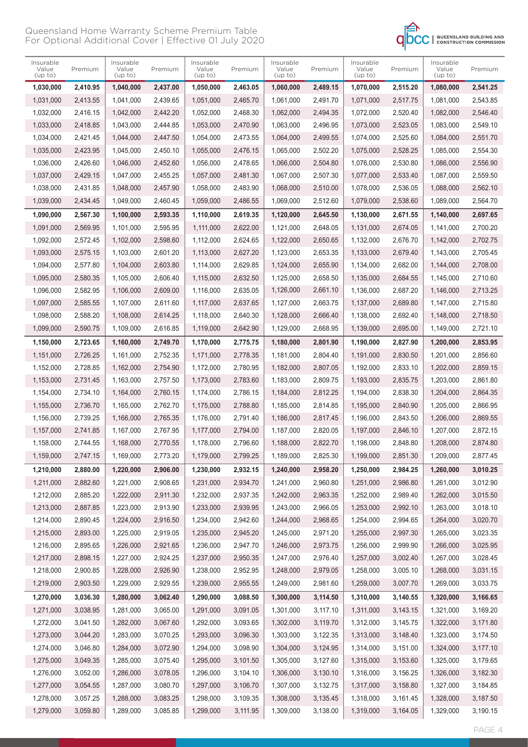# Queensland Home Warranty Scheme Premium Table
For Optional Additional Cover | Effective 01 July 2020

| Insurable Value (up to) | Premium | Insurable Value (up to) | Premium | Insurable Value (up to) | Premium | Insurable Value (up to) | Premium | Insurable Value (up to) | Premium | Insurable Value (up to) | Premium |
|---|---|---|---|---|---|---|---|---|---|---|---|
| **1,030,000** | **2,410.95** | **1,040,000** | **2,437.00** | **1,050,000** | **2,463.05** | **1,060,000** | **2,489.15** | **1,070,000** | **2,515.20** | **1,080,000** | **2,541.25** |
| 1,031,000 | 2,413.55 | 1,041,000 | 2,439.65 | 1,051,000 | 2,465.70 | 1,061,000 | 2,491.70 | 1,071,000 | 2,517.75 | 1,081,000 | 2,543.85 |
| 1,032,000 | 2,416.15 | 1,042,000 | 2,442.20 | 1,052,000 | 2,468.30 | 1,062,000 | 2,494.35 | 1,072,000 | 2,520.40 | 1,082,000 | 2,546.40 |
| 1,033,000 | 2,418.85 | 1,043,000 | 2,444.85 | 1,053,000 | 2,470.90 | 1,063,000 | 2,496.95 | 1,073,000 | 2,523.05 | 1,083,000 | 2,549.10 |
| 1,034,000 | 2,421.45 | 1,044,000 | 2,447.50 | 1,054,000 | 2,473.55 | 1,064,000 | 2,499.55 | 1,074,000 | 2,525.60 | 1,084,000 | 2,551.70 |
| 1,035,000 | 2,423.95 | 1,045,000 | 2,450.10 | 1,055,000 | 2,476.15 | 1,065,000 | 2,502.20 | 1,075,000 | 2,528.25 | 1,085,000 | 2,554.30 |
| 1,036,000 | 2,426.60 | 1,046,000 | 2,452.60 | 1,056,000 | 2,478.65 | 1,066,000 | 2,504.80 | 1,076,000 | 2,530.80 | 1,086,000 | 2,556.90 |
| 1,037,000 | 2,429.15 | 1,047,000 | 2,455.25 | 1,057,000 | 2,481.30 | 1,067,000 | 2,507.30 | 1,077,000 | 2,533.40 | 1,087,000 | 2,559.50 |
| 1,038,000 | 2,431.85 | 1,048,000 | 2,457.90 | 1,058,000 | 2,483.90 | 1,068,000 | 2,510.00 | 1,078,000 | 2,536.05 | 1,088,000 | 2,562.10 |
| 1,039,000 | 2,434.45 | 1,049,000 | 2,460.45 | 1,059,000 | 2,486.55 | 1,069,000 | 2,512.60 | 1,079,000 | 2,538.60 | 1,089,000 | 2,564.70 |
| **1,090,000** | **2,567.30** | **1,100,000** | **2,593.35** | **1,110,000** | **2,619.35** | **1,120,000** | **2,645.50** | **1,130,000** | **2,671.55** | **1,140,000** | **2,697.65** |
| 1,091,000 | 2,569.95 | 1,101,000 | 2,595.95 | 1,111,000 | 2,622.00 | 1,121,000 | 2,648.05 | 1,131,000 | 2,674.05 | 1,141,000 | 2,700.20 |
| 1,092,000 | 2,572.45 | 1,102,000 | 2,598.60 | 1,112,000 | 2,624.65 | 1,122,000 | 2,650.65 | 1,132,000 | 2,676.70 | 1,142,000 | 2,702.75 |
| 1,093,000 | 2,575.15 | 1,103,000 | 2,601.20 | 1,113,000 | 2,627.20 | 1,123,000 | 2,653.35 | 1,133,000 | 2,679.40 | 1,143,000 | 2,705.45 |
| 1,094,000 | 2,577.80 | 1,104,000 | 2,603.80 | 1,114,000 | 2,629.85 | 1,124,000 | 2,655.90 | 1,134,000 | 2,682.00 | 1,144,000 | 2,708.00 |
| 1,095,000 | 2,580.35 | 1,105,000 | 2,606.40 | 1,115,000 | 2,632.50 | 1,125,000 | 2,658.50 | 1,135,000 | 2,684.55 | 1,145,000 | 2,710.60 |
| 1,096,000 | 2,582.95 | 1,106,000 | 2,609.00 | 1,116,000 | 2,635.05 | 1,126,000 | 2,661.10 | 1,136,000 | 2,687.20 | 1,146,000 | 2,713.25 |
| 1,097,000 | 2,585.55 | 1,107,000 | 2,611.60 | 1,117,000 | 2,637.65 | 1,127,000 | 2,663.75 | 1,137,000 | 2,689.80 | 1,147,000 | 2,715.80 |
| 1,098,000 | 2,588.20 | 1,108,000 | 2,614.25 | 1,118,000 | 2,640.30 | 1,128,000 | 2,666.40 | 1,138,000 | 2,692.40 | 1,148,000 | 2,718.50 |
| 1,099,000 | 2,590.75 | 1,109,000 | 2,616.85 | 1,119,000 | 2,642.90 | 1,129,000 | 2,668.95 | 1,139,000 | 2,695.00 | 1,149,000 | 2,721.10 |
| **1,150,000** | **2,723.65** | **1,160,000** | **2,749.70** | **1,170,000** | **2,775.75** | **1,180,000** | **2,801.90** | **1,190,000** | **2,827.90** | **1,200,000** | **2,853.95** |
| 1,151,000 | 2,726.25 | 1,161,000 | 2,752.35 | 1,171,000 | 2,778.35 | 1,181,000 | 2,804.40 | 1,191,000 | 2,830.50 | 1,201,000 | 2,856.60 |
| 1,152,000 | 2,728.85 | 1,162,000 | 2,754.90 | 1,172,000 | 2,780.95 | 1,182,000 | 2,807.05 | 1,192,000 | 2,833.10 | 1,202,000 | 2,859.15 |
| 1,153,000 | 2,731.45 | 1,163,000 | 2,757.50 | 1,173,000 | 2,783.60 | 1,183,000 | 2,809.75 | 1,193,000 | 2,835.75 | 1,203,000 | 2,861.80 |
| 1,154,000 | 2,734.10 | 1,164,000 | 2,760.15 | 1,174,000 | 2,786.15 | 1,184,000 | 2,812.25 | 1,194,000 | 2,838.30 | 1,204,000 | 2,864.35 |
| 1,155,000 | 2,736.70 | 1,165,000 | 2,762.70 | 1,175,000 | 2,788.80 | 1,185,000 | 2,814.85 | 1,195,000 | 2,840.90 | 1,205,000 | 2,866.95 |
| 1,156,000 | 2,739.25 | 1,166,000 | 2,765.35 | 1,176,000 | 2,791.40 | 1,186,000 | 2,817.45 | 1,196,000 | 2,843.50 | 1,206,000 | 2,869.55 |
| 1,157,000 | 2,741.85 | 1,167,000 | 2,767.95 | 1,177,000 | 2,794.00 | 1,187,000 | 2,820.05 | 1,197,000 | 2,846.10 | 1,207,000 | 2,872.15 |
| 1,158,000 | 2,744.55 | 1,168,000 | 2,770.55 | 1,178,000 | 2,796.60 | 1,188,000 | 2,822.70 | 1,198,000 | 2,848.80 | 1,208,000 | 2,874.80 |
| 1,159,000 | 2,747.15 | 1,169,000 | 2,773.20 | 1,179,000 | 2,799.25 | 1,189,000 | 2,825.30 | 1,199,000 | 2,851.30 | 1,209,000 | 2,877.45 |
| **1,210,000** | **2,880.00** | **1,220,000** | **2,906.00** | **1,230,000** | **2,932.15** | **1,240,000** | **2,958.20** | **1,250,000** | **2,984.25** | **1,260,000** | **3,010.25** |
| 1,211,000 | 2,882.60 | 1,221,000 | 2,908.65 | 1,231,000 | 2,934.70 | 1,241,000 | 2,960.80 | 1,251,000 | 2,986.80 | 1,261,000 | 3,012.90 |
| 1,212,000 | 2,885.20 | 1,222,000 | 2,911.30 | 1,232,000 | 2,937.35 | 1,242,000 | 2,963.35 | 1,252,000 | 2,989.40 | 1,262,000 | 3,015.50 |
| 1,213,000 | 2,887.85 | 1,223,000 | 2,913.90 | 1,233,000 | 2,939.95 | 1,243,000 | 2,966.05 | 1,253,000 | 2,992.10 | 1,263,000 | 3,018.10 |
| 1,214,000 | 2,890.45 | 1,224,000 | 2,916.50 | 1,234,000 | 2,942.60 | 1,244,000 | 2,968.65 | 1,254,000 | 2,994.65 | 1,264,000 | 3,020.70 |
| 1,215,000 | 2,893.00 | 1,225,000 | 2,919.05 | 1,235,000 | 2,945.20 | 1,245,000 | 2,971.20 | 1,255,000 | 2,997.30 | 1,265,000 | 3,023.35 |
| 1,216,000 | 2,895.65 | 1,226,000 | 2,921.65 | 1,236,000 | 2,947.70 | 1,246,000 | 2,973.75 | 1,256,000 | 2,999.90 | 1,266,000 | 3,025.95 |
| 1,217,000 | 2,898.15 | 1,227,000 | 2,924.25 | 1,237,000 | 2,950.35 | 1,247,000 | 2,976.40 | 1,257,000 | 3,002.40 | 1,267,000 | 3,028.45 |
| 1,218,000 | 2,900.85 | 1,228,000 | 2,926.90 | 1,238,000 | 2,952.95 | 1,248,000 | 2,979.05 | 1,258,000 | 3,005.10 | 1,268,000 | 3,031.15 |
| 1,219,000 | 2,903.50 | 1,229,000 | 2,929.55 | 1,239,000 | 2,955.55 | 1,249,000 | 2,981.60 | 1,259,000 | 3,007.70 | 1,269,000 | 3,033.75 |
| **1,270,000** | **3,036.30** | **1,280,000** | **3,062.40** | **1,290,000** | **3,088.50** | **1,300,000** | **3,114.50** | **1,310,000** | **3,140.55** | **1,320,000** | **3,166.65** |
| 1,271,000 | 3,038.95 | 1,281,000 | 3,065.00 | 1,291,000 | 3,091.05 | 1,301,000 | 3,117.10 | 1,311,000 | 3,143.15 | 1,321,000 | 3,169.20 |
| 1,272,000 | 3,041.50 | 1,282,000 | 3,067.60 | 1,292,000 | 3,093.65 | 1,302,000 | 3,119.70 | 1,312,000 | 3,145.75 | 1,322,000 | 3,171.80 |
| 1,273,000 | 3,044.20 | 1,283,000 | 3,070.25 | 1,293,000 | 3,096.30 | 1,303,000 | 3,122.35 | 1,313,000 | 3,148.40 | 1,323,000 | 3,174.50 |
| 1,274,000 | 3,046.80 | 1,284,000 | 3,072.90 | 1,294,000 | 3,098.90 | 1,304,000 | 3,124.95 | 1,314,000 | 3,151.00 | 1,324,000 | 3,177.10 |
| 1,275,000 | 3,049.35 | 1,285,000 | 3,075.40 | 1,295,000 | 3,101.50 | 1,305,000 | 3,127.60 | 1,315,000 | 3,153.60 | 1,325,000 | 3,179.65 |
| 1,276,000 | 3,052.00 | 1,286,000 | 3,078.05 | 1,296,000 | 3,104.10 | 1,306,000 | 3,130.10 | 1,316,000 | 3,156.25 | 1,326,000 | 3,182.30 |
| 1,277,000 | 3,054.55 | 1,287,000 | 3,080.70 | 1,297,000 | 3,106.70 | 1,307,000 | 3,132.75 | 1,317,000 | 3,158.80 | 1,327,000 | 3,184.85 |
| 1,278,000 | 3,057.25 | 1,288,000 | 3,083.25 | 1,298,000 | 3,109.35 | 1,308,000 | 3,135.45 | 1,318,000 | 3,161.45 | 1,328,000 | 3,187.50 |
| 1,279,000 | 3,059.80 | 1,289,000 | 3,085.85 | 1,299,000 | 3,111.95 | 1,309,000 | 3,138.00 | 1,319,000 | 3,164.05 | 1,329,000 | 3,190.15 |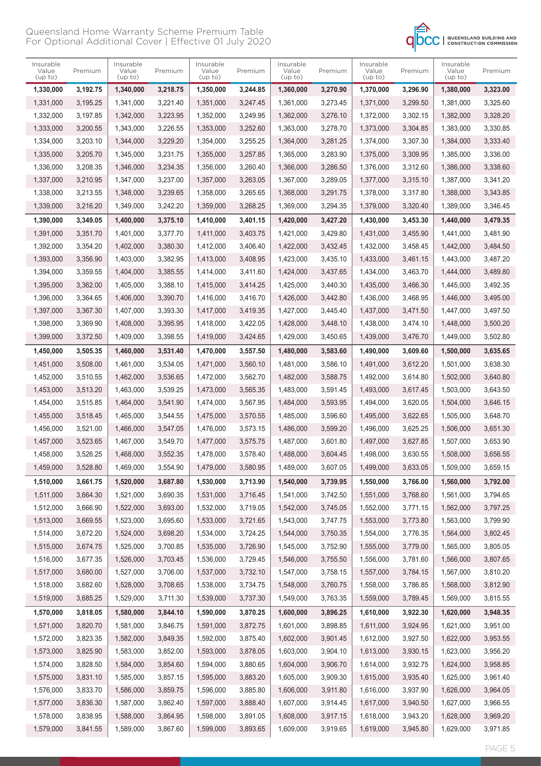# Queensland Home Warranty Scheme Premium Table For Optional Additional Cover | Effective 01 July 2020

| Insurable Value (up to) | Premium | Insurable Value (up to) | Premium | Insurable Value (up to) | Premium | Insurable Value (up to) | Premium | Insurable Value (up to) | Premium | Insurable Value (up to) | Premium |
|---|---|---|---|---|---|---|---|---|---|---|---|
| **1,330,000** | **3,192.75** | **1,340,000** | **3,218.75** | **1,350,000** | **3,244.85** | **1,360,000** | **3,270.90** | **1,370,000** | **3,296.90** | **1,380,000** | **3,323.00** |
| 1,331,000 | 3,195.25 | 1,341,000 | 3,221.40 | 1,351,000 | 3,247.45 | 1,361,000 | 3,273.45 | 1,371,000 | 3,299.50 | 1,381,000 | 3,325.60 |
| 1,332,000 | 3,197.85 | 1,342,000 | 3,223.95 | 1,352,000 | 3,249.95 | 1,362,000 | 3,276.10 | 1,372,000 | 3,302.15 | 1,382,000 | 3,328.20 |
| 1,333,000 | 3,200.55 | 1,343,000 | 3,226.55 | 1,353,000 | 3,252.60 | 1,363,000 | 3,278.70 | 1,373,000 | 3,304.85 | 1,383,000 | 3,330.85 |
| 1,334,000 | 3,203.10 | 1,344,000 | 3,229.20 | 1,354,000 | 3,255.25 | 1,364,000 | 3,281.25 | 1,374,000 | 3,307.30 | 1,384,000 | 3,333.40 |
| 1,335,000 | 3,205.70 | 1,345,000 | 3,231.75 | 1,355,000 | 3,257.85 | 1,365,000 | 3,283.90 | 1,375,000 | 3,309.95 | 1,385,000 | 3,336.00 |
| 1,336,000 | 3,208.35 | 1,346,000 | 3,234.35 | 1,356,000 | 3,260.40 | 1,366,000 | 3,286.50 | 1,376,000 | 3,312.60 | 1,386,000 | 3,338.60 |
| 1,337,000 | 3,210.95 | 1,347,000 | 3,237.00 | 1,357,000 | 3,263.05 | 1,367,000 | 3,289.05 | 1,377,000 | 3,315.10 | 1,387,000 | 3,341.20 |
| 1,338,000 | 3,213.55 | 1,348,000 | 3,239.65 | 1,358,000 | 3,265.65 | 1,368,000 | 3,291.75 | 1,378,000 | 3,317.80 | 1,388,000 | 3,343.85 |
| 1,339,000 | 3,216.20 | 1,349,000 | 3,242.20 | 1,359,000 | 3,268.25 | 1,369,000 | 3,294.35 | 1,379,000 | 3,320.40 | 1,389,000 | 3,346.45 |
| **1,390,000** | **3,349.05** | **1,400,000** | **3,375.10** | **1,410,000** | **3,401.15** | **1,420,000** | **3,427.20** | **1,430,000** | **3,453.30** | **1,440,000** | **3,479.35** |
| 1,391,000 | 3,351.70 | 1,401,000 | 3,377.70 | 1,411,000 | 3,403.75 | 1,421,000 | 3,429.80 | 1,431,000 | 3,455.90 | 1,441,000 | 3,481.90 |
| 1,392,000 | 3,354.20 | 1,402,000 | 3,380.30 | 1,412,000 | 3,406.40 | 1,422,000 | 3,432.45 | 1,432,000 | 3,458.45 | 1,442,000 | 3,484.50 |
| 1,393,000 | 3,356.90 | 1,403,000 | 3,382.95 | 1,413,000 | 3,408.95 | 1,423,000 | 3,435.10 | 1,433,000 | 3,461.15 | 1,443,000 | 3,487.20 |
| 1,394,000 | 3,359.55 | 1,404,000 | 3,385.55 | 1,414,000 | 3,411.60 | 1,424,000 | 3,437.65 | 1,434,000 | 3,463.70 | 1,444,000 | 3,489.80 |
| 1,395,000 | 3,362.00 | 1,405,000 | 3,388.10 | 1,415,000 | 3,414.25 | 1,425,000 | 3,440.30 | 1,435,000 | 3,466.30 | 1,445,000 | 3,492.35 |
| 1,396,000 | 3,364.65 | 1,406,000 | 3,390.70 | 1,416,000 | 3,416.70 | 1,426,000 | 3,442.80 | 1,436,000 | 3,468.95 | 1,446,000 | 3,495.00 |
| 1,397,000 | 3,367.30 | 1,407,000 | 3,393.30 | 1,417,000 | 3,419.35 | 1,427,000 | 3,445.40 | 1,437,000 | 3,471.50 | 1,447,000 | 3,497.50 |
| 1,398,000 | 3,369.90 | 1,408,000 | 3,395.95 | 1,418,000 | 3,422.05 | 1,428,000 | 3,448.10 | 1,438,000 | 3,474.10 | 1,448,000 | 3,500.20 |
| 1,399,000 | 3,372.50 | 1,409,000 | 3,398.55 | 1,419,000 | 3,424.65 | 1,429,000 | 3,450.65 | 1,439,000 | 3,476.70 | 1,449,000 | 3,502.80 |
| **1,450,000** | **3,505.35** | **1,460,000** | **3,531.40** | **1,470,000** | **3,557.50** | **1,480,000** | **3,583.60** | **1,490,000** | **3,609.60** | **1,500,000** | **3,635.65** |
| 1,451,000 | 3,508.00 | 1,461,000 | 3,534.05 | 1,471,000 | 3,560.10 | 1,481,000 | 3,586.10 | 1,491,000 | 3,612.20 | 1,501,000 | 3,638.30 |
| 1,452,000 | 3,510.55 | 1,462,000 | 3,536.65 | 1,472,000 | 3,562.70 | 1,482,000 | 3,588.75 | 1,492,000 | 3,614.80 | 1,502,000 | 3,640.80 |
| 1,453,000 | 3,513.20 | 1,463,000 | 3,539.25 | 1,473,000 | 3,565.35 | 1,483,000 | 3,591.45 | 1,493,000 | 3,617.45 | 1,503,000 | 3,643.50 |
| 1,454,000 | 3,515.85 | 1,464,000 | 3,541.90 | 1,474,000 | 3,567.95 | 1,484,000 | 3,593.95 | 1,494,000 | 3,620.05 | 1,504,000 | 3,646.15 |
| 1,455,000 | 3,518.45 | 1,465,000 | 3,544.55 | 1,475,000 | 3,570.55 | 1,485,000 | 3,596.60 | 1,495,000 | 3,622.65 | 1,505,000 | 3,648.70 |
| 1,456,000 | 3,521.00 | 1,466,000 | 3,547.05 | 1,476,000 | 3,573.15 | 1,486,000 | 3,599.20 | 1,496,000 | 3,625.25 | 1,506,000 | 3,651.30 |
| 1,457,000 | 3,523.65 | 1,467,000 | 3,549.70 | 1,477,000 | 3,575.75 | 1,487,000 | 3,601.80 | 1,497,000 | 3,627.85 | 1,507,000 | 3,653.90 |
| 1,458,000 | 3,526.25 | 1,468,000 | 3,552.35 | 1,478,000 | 3,578.40 | 1,488,000 | 3,604.45 | 1,498,000 | 3,630.55 | 1,508,000 | 3,656.55 |
| 1,459,000 | 3,528.80 | 1,469,000 | 3,554.90 | 1,479,000 | 3,580.95 | 1,489,000 | 3,607.05 | 1,499,000 | 3,633.05 | 1,509,000 | 3,659.15 |
| **1,510,000** | **3,661.75** | **1,520,000** | **3,687.80** | **1,530,000** | **3,713.90** | **1,540,000** | **3,739.95** | **1,550,000** | **3,766.00** | **1,560,000** | **3,792.00** |
| 1,511,000 | 3,664.30 | 1,521,000 | 3,690.35 | 1,531,000 | 3,716.45 | 1,541,000 | 3,742.50 | 1,551,000 | 3,768.60 | 1,561,000 | 3,794.65 |
| 1,512,000 | 3,666.90 | 1,522,000 | 3,693.00 | 1,532,000 | 3,719.05 | 1,542,000 | 3,745.05 | 1,552,000 | 3,771.15 | 1,562,000 | 3,797.25 |
| 1,513,000 | 3,669.55 | 1,523,000 | 3,695.60 | 1,533,000 | 3,721.65 | 1,543,000 | 3,747.75 | 1,553,000 | 3,773.80 | 1,563,000 | 3,799.90 |
| 1,514,000 | 3,672.20 | 1,524,000 | 3,698.20 | 1,534,000 | 3,724.25 | 1,544,000 | 3,750.35 | 1,554,000 | 3,776.35 | 1,564,000 | 3,802.45 |
| 1,515,000 | 3,674.75 | 1,525,000 | 3,700.85 | 1,535,000 | 3,726.90 | 1,545,000 | 3,752.90 | 1,555,000 | 3,779.00 | 1,565,000 | 3,805.05 |
| 1,516,000 | 3,677.35 | 1,526,000 | 3,703.45 | 1,536,000 | 3,729.45 | 1,546,000 | 3,755.50 | 1,556,000 | 3,781.60 | 1,566,000 | 3,807.65 |
| 1,517,000 | 3,680.00 | 1,527,000 | 3,706.00 | 1,537,000 | 3,732.10 | 1,547,000 | 3,758.15 | 1,557,000 | 3,784.15 | 1,567,000 | 3,810.20 |
| 1,518,000 | 3,682.60 | 1,528,000 | 3,708.65 | 1,538,000 | 3,734.75 | 1,548,000 | 3,760.75 | 1,558,000 | 3,786.85 | 1,568,000 | 3,812.90 |
| 1,519,000 | 3,685.25 | 1,529,000 | 3,711.30 | 1,539,000 | 3,737.30 | 1,549,000 | 3,763.35 | 1,559,000 | 3,789.45 | 1,569,000 | 3,815.55 |
| **1,570,000** | **3,818.05** | **1,580,000** | **3,844.10** | **1,590,000** | **3,870.25** | **1,600,000** | **3,896.25** | **1,610,000** | **3,922.30** | **1,620,000** | **3,948.35** |
| 1,571,000 | 3,820.70 | 1,581,000 | 3,846.75 | 1,591,000 | 3,872.75 | 1,601,000 | 3,898.85 | 1,611,000 | 3,924.95 | 1,621,000 | 3,951.00 |
| 1,572,000 | 3,823.35 | 1,582,000 | 3,849.35 | 1,592,000 | 3,875.40 | 1,602,000 | 3,901.45 | 1,612,000 | 3,927.50 | 1,622,000 | 3,953.55 |
| 1,573,000 | 3,825.90 | 1,583,000 | 3,852.00 | 1,593,000 | 3,878.05 | 1,603,000 | 3,904.10 | 1,613,000 | 3,930.15 | 1,623,000 | 3,956.20 |
| 1,574,000 | 3,828.50 | 1,584,000 | 3,854.60 | 1,594,000 | 3,880.65 | 1,604,000 | 3,906.70 | 1,614,000 | 3,932.75 | 1,624,000 | 3,958.85 |
| 1,575,000 | 3,831.10 | 1,585,000 | 3,857.15 | 1,595,000 | 3,883.20 | 1,605,000 | 3,909.30 | 1,615,000 | 3,935.40 | 1,625,000 | 3,961.40 |
| 1,576,000 | 3,833.70 | 1,586,000 | 3,859.75 | 1,596,000 | 3,885.80 | 1,606,000 | 3,911.80 | 1,616,000 | 3,937.90 | 1,626,000 | 3,964.05 |
| 1,577,000 | 3,836.30 | 1,587,000 | 3,862.40 | 1,597,000 | 3,888.40 | 1,607,000 | 3,914.45 | 1,617,000 | 3,940.50 | 1,627,000 | 3,966.55 |
| 1,578,000 | 3,838.95 | 1,588,000 | 3,864.95 | 1,598,000 | 3,891.05 | 1,608,000 | 3,917.15 | 1,618,000 | 3,943.20 | 1,628,000 | 3,969.20 |
| 1,579,000 | 3,841.55 | 1,589,000 | 3,867.60 | 1,599,000 | 3,893.65 | 1,609,000 | 3,919.65 | 1,619,000 | 3,945.80 | 1,629,000 | 3,971.85 |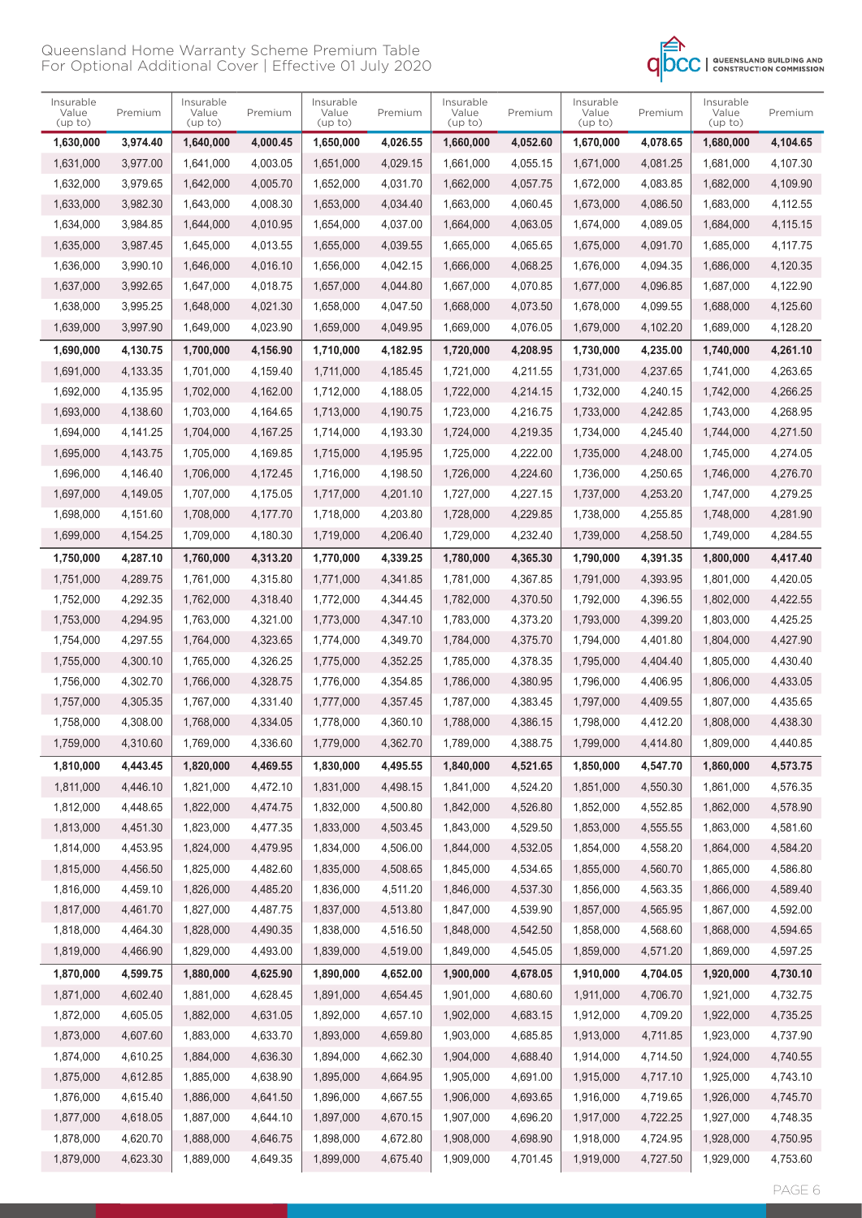# Queensland Home Warranty Scheme Premium Table For Optional Additional Cover | Effective 01 July 2020

| Insurable Value (up to) | Premium | Insurable Value (up to) | Premium | Insurable Value (up to) | Premium | Insurable Value (up to) | Premium | Insurable Value (up to) | Premium | Insurable Value (up to) | Premium |
|---|---|---|---|---|---|---|---|---|---|---|---|
| **1,630,000** | **3,974.40** | **1,640,000** | **4,000.45** | **1,650,000** | **4,026.55** | **1,660,000** | **4,052.60** | **1,670,000** | **4,078.65** | **1,680,000** | **4,104.65** |
| 1,631,000 | 3,977.00 | 1,641,000 | 4,003.05 | 1,651,000 | 4,029.15 | 1,661,000 | 4,055.15 | 1,671,000 | 4,081.25 | 1,681,000 | 4,107.30 |
| 1,632,000 | 3,979.65 | 1,642,000 | 4,005.70 | 1,652,000 | 4,031.70 | 1,662,000 | 4,057.75 | 1,672,000 | 4,083.85 | 1,682,000 | 4,109.90 |
| 1,633,000 | 3,982.30 | 1,643,000 | 4,008.30 | 1,653,000 | 4,034.40 | 1,663,000 | 4,060.45 | 1,673,000 | 4,086.50 | 1,683,000 | 4,112.55 |
| 1,634,000 | 3,984.85 | 1,644,000 | 4,010.95 | 1,654,000 | 4,037.00 | 1,664,000 | 4,063.05 | 1,674,000 | 4,089.05 | 1,684,000 | 4,115.15 |
| 1,635,000 | 3,987.45 | 1,645,000 | 4,013.55 | 1,655,000 | 4,039.55 | 1,665,000 | 4,065.65 | 1,675,000 | 4,091.70 | 1,685,000 | 4,117.75 |
| 1,636,000 | 3,990.10 | 1,646,000 | 4,016.10 | 1,656,000 | 4,042.15 | 1,666,000 | 4,068.25 | 1,676,000 | 4,094.35 | 1,686,000 | 4,120.35 |
| 1,637,000 | 3,992.65 | 1,647,000 | 4,018.75 | 1,657,000 | 4,044.80 | 1,667,000 | 4,070.85 | 1,677,000 | 4,096.85 | 1,687,000 | 4,122.90 |
| 1,638,000 | 3,995.25 | 1,648,000 | 4,021.30 | 1,658,000 | 4,047.50 | 1,668,000 | 4,073.50 | 1,678,000 | 4,099.55 | 1,688,000 | 4,125.60 |
| 1,639,000 | 3,997.90 | 1,649,000 | 4,023.90 | 1,659,000 | 4,049.95 | 1,669,000 | 4,076.05 | 1,679,000 | 4,102.20 | 1,689,000 | 4,128.20 |
| **1,690,000** | **4,130.75** | **1,700,000** | **4,156.90** | **1,710,000** | **4,182.95** | **1,720,000** | **4,208.95** | **1,730,000** | **4,235.00** | **1,740,000** | **4,261.10** |
| 1,691,000 | 4,133.35 | 1,701,000 | 4,159.40 | 1,711,000 | 4,185.45 | 1,721,000 | 4,211.55 | 1,731,000 | 4,237.65 | 1,741,000 | 4,263.65 |
| 1,692,000 | 4,135.95 | 1,702,000 | 4,162.00 | 1,712,000 | 4,188.05 | 1,722,000 | 4,214.15 | 1,732,000 | 4,240.15 | 1,742,000 | 4,266.25 |
| 1,693,000 | 4,138.60 | 1,703,000 | 4,164.65 | 1,713,000 | 4,190.75 | 1,723,000 | 4,216.75 | 1,733,000 | 4,242.85 | 1,743,000 | 4,268.95 |
| 1,694,000 | 4,141.25 | 1,704,000 | 4,167.25 | 1,714,000 | 4,193.30 | 1,724,000 | 4,219.35 | 1,734,000 | 4,245.40 | 1,744,000 | 4,271.50 |
| 1,695,000 | 4,143.75 | 1,705,000 | 4,169.85 | 1,715,000 | 4,195.95 | 1,725,000 | 4,222.00 | 1,735,000 | 4,248.00 | 1,745,000 | 4,274.05 |
| 1,696,000 | 4,146.40 | 1,706,000 | 4,172.45 | 1,716,000 | 4,198.50 | 1,726,000 | 4,224.60 | 1,736,000 | 4,250.65 | 1,746,000 | 4,276.70 |
| 1,697,000 | 4,149.05 | 1,707,000 | 4,175.05 | 1,717,000 | 4,201.10 | 1,727,000 | 4,227.15 | 1,737,000 | 4,253.20 | 1,747,000 | 4,279.25 |
| 1,698,000 | 4,151.60 | 1,708,000 | 4,177.70 | 1,718,000 | 4,203.80 | 1,728,000 | 4,229.85 | 1,738,000 | 4,255.85 | 1,748,000 | 4,281.90 |
| 1,699,000 | 4,154.25 | 1,709,000 | 4,180.30 | 1,719,000 | 4,206.40 | 1,729,000 | 4,232.40 | 1,739,000 | 4,258.50 | 1,749,000 | 4,284.55 |
| **1,750,000** | **4,287.10** | **1,760,000** | **4,313.20** | **1,770,000** | **4,339.25** | **1,780,000** | **4,365.30** | **1,790,000** | **4,391.35** | **1,800,000** | **4,417.40** |
| 1,751,000 | 4,289.75 | 1,761,000 | 4,315.80 | 1,771,000 | 4,341.85 | 1,781,000 | 4,367.85 | 1,791,000 | 4,393.95 | 1,801,000 | 4,420.05 |
| 1,752,000 | 4,292.35 | 1,762,000 | 4,318.40 | 1,772,000 | 4,344.45 | 1,782,000 | 4,370.50 | 1,792,000 | 4,396.55 | 1,802,000 | 4,422.55 |
| 1,753,000 | 4,294.95 | 1,763,000 | 4,321.00 | 1,773,000 | 4,347.10 | 1,783,000 | 4,373.20 | 1,793,000 | 4,399.20 | 1,803,000 | 4,425.25 |
| 1,754,000 | 4,297.55 | 1,764,000 | 4,323.65 | 1,774,000 | 4,349.70 | 1,784,000 | 4,375.70 | 1,794,000 | 4,401.80 | 1,804,000 | 4,427.90 |
| 1,755,000 | 4,300.10 | 1,765,000 | 4,326.25 | 1,775,000 | 4,352.25 | 1,785,000 | 4,378.35 | 1,795,000 | 4,404.40 | 1,805,000 | 4,430.40 |
| 1,756,000 | 4,302.70 | 1,766,000 | 4,328.75 | 1,776,000 | 4,354.85 | 1,786,000 | 4,380.95 | 1,796,000 | 4,406.95 | 1,806,000 | 4,433.05 |
| 1,757,000 | 4,305.35 | 1,767,000 | 4,331.40 | 1,777,000 | 4,357.45 | 1,787,000 | 4,383.45 | 1,797,000 | 4,409.55 | 1,807,000 | 4,435.65 |
| 1,758,000 | 4,308.00 | 1,768,000 | 4,334.05 | 1,778,000 | 4,360.10 | 1,788,000 | 4,386.15 | 1,798,000 | 4,412.20 | 1,808,000 | 4,438.30 |
| 1,759,000 | 4,310.60 | 1,769,000 | 4,336.60 | 1,779,000 | 4,362.70 | 1,789,000 | 4,388.75 | 1,799,000 | 4,414.80 | 1,809,000 | 4,440.85 |
| **1,810,000** | **4,443.45** | **1,820,000** | **4,469.55** | **1,830,000** | **4,495.55** | **1,840,000** | **4,521.65** | **1,850,000** | **4,547.70** | **1,860,000** | **4,573.75** |
| 1,811,000 | 4,446.10 | 1,821,000 | 4,472.10 | 1,831,000 | 4,498.15 | 1,841,000 | 4,524.20 | 1,851,000 | 4,550.30 | 1,861,000 | 4,576.35 |
| 1,812,000 | 4,448.65 | 1,822,000 | 4,474.75 | 1,832,000 | 4,500.80 | 1,842,000 | 4,526.80 | 1,852,000 | 4,552.85 | 1,862,000 | 4,578.90 |
| 1,813,000 | 4,451.30 | 1,823,000 | 4,477.35 | 1,833,000 | 4,503.45 | 1,843,000 | 4,529.50 | 1,853,000 | 4,555.55 | 1,863,000 | 4,581.60 |
| 1,814,000 | 4,453.95 | 1,824,000 | 4,479.95 | 1,834,000 | 4,506.00 | 1,844,000 | 4,532.05 | 1,854,000 | 4,558.20 | 1,864,000 | 4,584.20 |
| 1,815,000 | 4,456.50 | 1,825,000 | 4,482.60 | 1,835,000 | 4,508.65 | 1,845,000 | 4,534.65 | 1,855,000 | 4,560.70 | 1,865,000 | 4,586.80 |
| 1,816,000 | 4,459.10 | 1,826,000 | 4,485.20 | 1,836,000 | 4,511.20 | 1,846,000 | 4,537.30 | 1,856,000 | 4,563.35 | 1,866,000 | 4,589.40 |
| 1,817,000 | 4,461.70 | 1,827,000 | 4,487.75 | 1,837,000 | 4,513.80 | 1,847,000 | 4,539.90 | 1,857,000 | 4,565.95 | 1,867,000 | 4,592.00 |
| 1,818,000 | 4,464.30 | 1,828,000 | 4,490.35 | 1,838,000 | 4,516.50 | 1,848,000 | 4,542.50 | 1,858,000 | 4,568.60 | 1,868,000 | 4,594.65 |
| 1,819,000 | 4,466.90 | 1,829,000 | 4,493.00 | 1,839,000 | 4,519.00 | 1,849,000 | 4,545.05 | 1,859,000 | 4,571.20 | 1,869,000 | 4,597.25 |
| **1,870,000** | **4,599.75** | **1,880,000** | **4,625.90** | **1,890,000** | **4,652.00** | **1,900,000** | **4,678.05** | **1,910,000** | **4,704.05** | **1,920,000** | **4,730.10** |
| 1,871,000 | 4,602.40 | 1,881,000 | 4,628.45 | 1,891,000 | 4,654.45 | 1,901,000 | 4,680.60 | 1,911,000 | 4,706.70 | 1,921,000 | 4,732.75 |
| 1,872,000 | 4,605.05 | 1,882,000 | 4,631.05 | 1,892,000 | 4,657.10 | 1,902,000 | 4,683.15 | 1,912,000 | 4,709.20 | 1,922,000 | 4,735.25 |
| 1,873,000 | 4,607.60 | 1,883,000 | 4,633.70 | 1,893,000 | 4,659.80 | 1,903,000 | 4,685.85 | 1,913,000 | 4,711.85 | 1,923,000 | 4,737.90 |
| 1,874,000 | 4,610.25 | 1,884,000 | 4,636.30 | 1,894,000 | 4,662.30 | 1,904,000 | 4,688.40 | 1,914,000 | 4,714.50 | 1,924,000 | 4,740.55 |
| 1,875,000 | 4,612.85 | 1,885,000 | 4,638.90 | 1,895,000 | 4,664.95 | 1,905,000 | 4,691.00 | 1,915,000 | 4,717.10 | 1,925,000 | 4,743.10 |
| 1,876,000 | 4,615.40 | 1,886,000 | 4,641.50 | 1,896,000 | 4,667.55 | 1,906,000 | 4,693.65 | 1,916,000 | 4,719.65 | 1,926,000 | 4,745.70 |
| 1,877,000 | 4,618.05 | 1,887,000 | 4,644.10 | 1,897,000 | 4,670.15 | 1,907,000 | 4,696.20 | 1,917,000 | 4,722.25 | 1,927,000 | 4,748.35 |
| 1,878,000 | 4,620.70 | 1,888,000 | 4,646.75 | 1,898,000 | 4,672.80 | 1,908,000 | 4,698.90 | 1,918,000 | 4,724.95 | 1,928,000 | 4,750.95 |
| 1,879,000 | 4,623.30 | 1,889,000 | 4,649.35 | 1,899,000 | 4,675.40 | 1,909,000 | 4,701.45 | 1,919,000 | 4,727.50 | 1,929,000 | 4,753.60 |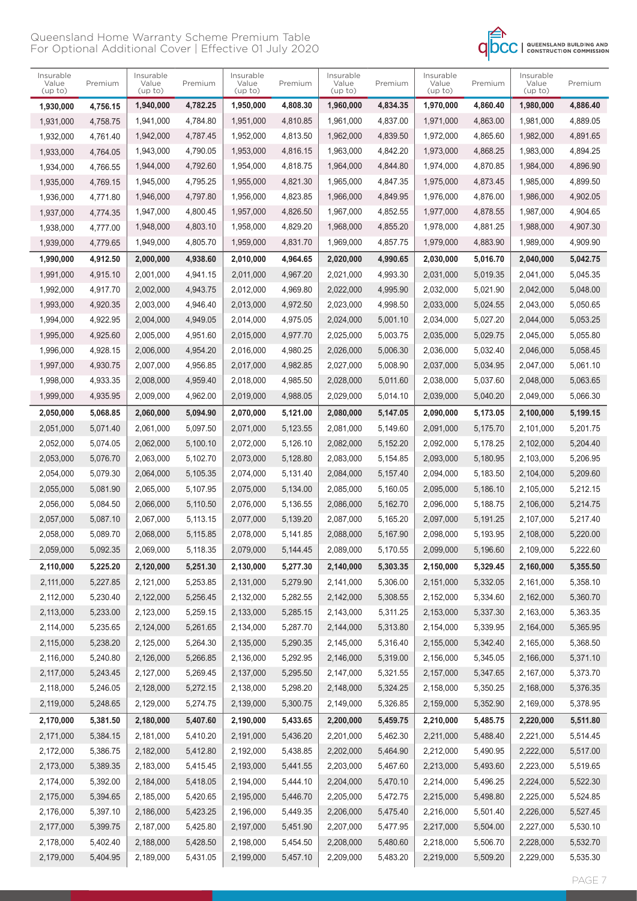# Queensland Home Warranty Scheme Premium Table For Optional Additional Cover | Effective 01 July 2020

| Insurable Value (up to) | Premium | Insurable Value (up to) | Premium | Insurable Value (up to) | Premium | Insurable Value (up to) | Premium | Insurable Value (up to) | Premium | Insurable Value (up to) | Premium |
|---|---|---|---|---|---|---|---|---|---|---|---|
| **1,930,000** | **4,756.15** | **1,940,000** | **4,782.25** | **1,950,000** | **4,808.30** | **1,960,000** | **4,834.35** | **1,970,000** | **4,860.40** | **1,980,000** | **4,886.40** |
| 1,931,000 | 4,758.75 | 1,941,000 | 4,784.80 | 1,951,000 | 4,810.85 | 1,961,000 | 4,837.00 | 1,971,000 | 4,863.00 | 1,981,000 | 4,889.05 |
| 1,932,000 | 4,761.40 | 1,942,000 | 4,787.45 | 1,952,000 | 4,813.50 | 1,962,000 | 4,839.50 | 1,972,000 | 4,865.60 | 1,982,000 | 4,891.65 |
| 1,933,000 | 4,764.05 | 1,943,000 | 4,790.05 | 1,953,000 | 4,816.15 | 1,963,000 | 4,842.20 | 1,973,000 | 4,868.25 | 1,983,000 | 4,894.25 |
| 1,934,000 | 4,766.55 | 1,944,000 | 4,792.60 | 1,954,000 | 4,818.75 | 1,964,000 | 4,844.80 | 1,974,000 | 4,870.85 | 1,984,000 | 4,896.90 |
| 1,935,000 | 4,769.15 | 1,945,000 | 4,795.25 | 1,955,000 | 4,821.30 | 1,965,000 | 4,847.35 | 1,975,000 | 4,873.45 | 1,985,000 | 4,899.50 |
| 1,936,000 | 4,771.80 | 1,946,000 | 4,797.80 | 1,956,000 | 4,823.85 | 1,966,000 | 4,849.95 | 1,976,000 | 4,876.00 | 1,986,000 | 4,902.05 |
| 1,937,000 | 4,774.35 | 1,947,000 | 4,800.45 | 1,957,000 | 4,826.50 | 1,967,000 | 4,852.55 | 1,977,000 | 4,878.55 | 1,987,000 | 4,904.65 |
| 1,938,000 | 4,777.00 | 1,948,000 | 4,803.10 | 1,958,000 | 4,829.20 | 1,968,000 | 4,855.20 | 1,978,000 | 4,881.25 | 1,988,000 | 4,907.30 |
| 1,939,000 | 4,779.65 | 1,949,000 | 4,805.70 | 1,959,000 | 4,831.70 | 1,969,000 | 4,857.75 | 1,979,000 | 4,883.90 | 1,989,000 | 4,909.90 |
| **1,990,000** | **4,912.50** | **2,000,000** | **4,938.60** | **2,010,000** | **4,964.65** | **2,020,000** | **4,990.65** | **2,030,000** | **5,016.70** | **2,040,000** | **5,042.75** |
| 1,991,000 | 4,915.10 | 2,001,000 | 4,941.15 | 2,011,000 | 4,967.20 | 2,021,000 | 4,993.30 | 2,031,000 | 5,019.35 | 2,041,000 | 5,045.35 |
| 1,992,000 | 4,917.70 | 2,002,000 | 4,943.75 | 2,012,000 | 4,969.80 | 2,022,000 | 4,995.90 | 2,032,000 | 5,021.90 | 2,042,000 | 5,048.00 |
| 1,993,000 | 4,920.35 | 2,003,000 | 4,946.40 | 2,013,000 | 4,972.50 | 2,023,000 | 4,998.50 | 2,033,000 | 5,024.55 | 2,043,000 | 5,050.65 |
| 1,994,000 | 4,922.95 | 2,004,000 | 4,949.05 | 2,014,000 | 4,975.05 | 2,024,000 | 5,001.10 | 2,034,000 | 5,027.20 | 2,044,000 | 5,053.25 |
| 1,995,000 | 4,925.60 | 2,005,000 | 4,951.60 | 2,015,000 | 4,977.70 | 2,025,000 | 5,003.75 | 2,035,000 | 5,029.75 | 2,045,000 | 5,055.80 |
| 1,996,000 | 4,928.15 | 2,006,000 | 4,954.20 | 2,016,000 | 4,980.25 | 2,026,000 | 5,006.30 | 2,036,000 | 5,032.40 | 2,046,000 | 5,058.45 |
| 1,997,000 | 4,930.75 | 2,007,000 | 4,956.85 | 2,017,000 | 4,982.85 | 2,027,000 | 5,008.90 | 2,037,000 | 5,034.95 | 2,047,000 | 5,061.10 |
| 1,998,000 | 4,933.35 | 2,008,000 | 4,959.40 | 2,018,000 | 4,985.50 | 2,028,000 | 5,011.60 | 2,038,000 | 5,037.60 | 2,048,000 | 5,063.65 |
| 1,999,000 | 4,935.95 | 2,009,000 | 4,962.00 | 2,019,000 | 4,988.05 | 2,029,000 | 5,014.10 | 2,039,000 | 5,040.20 | 2,049,000 | 5,066.30 |
| **2,050,000** | **5,068.85** | **2,060,000** | **5,094.90** | **2,070,000** | **5,121.00** | **2,080,000** | **5,147.05** | **2,090,000** | **5,173.05** | **2,100,000** | **5,199.15** |
| 2,051,000 | 5,071.40 | 2,061,000 | 5,097.50 | 2,071,000 | 5,123.55 | 2,081,000 | 5,149.60 | 2,091,000 | 5,175.70 | 2,101,000 | 5,201.75 |
| 2,052,000 | 5,074.05 | 2,062,000 | 5,100.10 | 2,072,000 | 5,126.10 | 2,082,000 | 5,152.20 | 2,092,000 | 5,178.25 | 2,102,000 | 5,204.40 |
| 2,053,000 | 5,076.70 | 2,063,000 | 5,102.70 | 2,073,000 | 5,128.80 | 2,083,000 | 5,154.85 | 2,093,000 | 5,180.95 | 2,103,000 | 5,206.95 |
| 2,054,000 | 5,079.30 | 2,064,000 | 5,105.35 | 2,074,000 | 5,131.40 | 2,084,000 | 5,157.40 | 2,094,000 | 5,183.50 | 2,104,000 | 5,209.60 |
| 2,055,000 | 5,081.90 | 2,065,000 | 5,107.95 | 2,075,000 | 5,134.00 | 2,085,000 | 5,160.05 | 2,095,000 | 5,186.10 | 2,105,000 | 5,212.15 |
| 2,056,000 | 5,084.50 | 2,066,000 | 5,110.50 | 2,076,000 | 5,136.55 | 2,086,000 | 5,162.70 | 2,096,000 | 5,188.75 | 2,106,000 | 5,214.75 |
| 2,057,000 | 5,087.10 | 2,067,000 | 5,113.15 | 2,077,000 | 5,139.20 | 2,087,000 | 5,165.20 | 2,097,000 | 5,191.25 | 2,107,000 | 5,217.40 |
| 2,058,000 | 5,089.70 | 2,068,000 | 5,115.85 | 2,078,000 | 5,141.85 | 2,088,000 | 5,167.90 | 2,098,000 | 5,193.95 | 2,108,000 | 5,220.00 |
| 2,059,000 | 5,092.35 | 2,069,000 | 5,118.35 | 2,079,000 | 5,144.45 | 2,089,000 | 5,170.55 | 2,099,000 | 5,196.60 | 2,109,000 | 5,222.60 |
| **2,110,000** | **5,225.20** | **2,120,000** | **5,251.30** | **2,130,000** | **5,277.30** | **2,140,000** | **5,303.35** | **2,150,000** | **5,329.45** | **2,160,000** | **5,355.50** |
| 2,111,000 | 5,227.85 | 2,121,000 | 5,253.85 | 2,131,000 | 5,279.90 | 2,141,000 | 5,306.00 | 2,151,000 | 5,332.05 | 2,161,000 | 5,358.10 |
| 2,112,000 | 5,230.40 | 2,122,000 | 5,256.45 | 2,132,000 | 5,282.55 | 2,142,000 | 5,308.55 | 2,152,000 | 5,334.60 | 2,162,000 | 5,360.70 |
| 2,113,000 | 5,233.00 | 2,123,000 | 5,259.15 | 2,133,000 | 5,285.15 | 2,143,000 | 5,311.25 | 2,153,000 | 5,337.30 | 2,163,000 | 5,363.35 |
| 2,114,000 | 5,235.65 | 2,124,000 | 5,261.65 | 2,134,000 | 5,287.70 | 2,144,000 | 5,313.80 | 2,154,000 | 5,339.95 | 2,164,000 | 5,365.95 |
| 2,115,000 | 5,238.20 | 2,125,000 | 5,264.30 | 2,135,000 | 5,290.35 | 2,145,000 | 5,316.40 | 2,155,000 | 5,342.40 | 2,165,000 | 5,368.50 |
| 2,116,000 | 5,240.80 | 2,126,000 | 5,266.85 | 2,136,000 | 5,292.95 | 2,146,000 | 5,319.00 | 2,156,000 | 5,345.05 | 2,166,000 | 5,371.10 |
| 2,117,000 | 5,243.45 | 2,127,000 | 5,269.45 | 2,137,000 | 5,295.50 | 2,147,000 | 5,321.55 | 2,157,000 | 5,347.65 | 2,167,000 | 5,373.70 |
| 2,118,000 | 5,246.05 | 2,128,000 | 5,272.15 | 2,138,000 | 5,298.20 | 2,148,000 | 5,324.25 | 2,158,000 | 5,350.25 | 2,168,000 | 5,376.35 |
| 2,119,000 | 5,248.65 | 2,129,000 | 5,274.75 | 2,139,000 | 5,300.75 | 2,149,000 | 5,326.85 | 2,159,000 | 5,352.90 | 2,169,000 | 5,378.95 |
| **2,170,000** | **5,381.50** | **2,180,000** | **5,407.60** | **2,190,000** | **5,433.65** | **2,200,000** | **5,459.75** | **2,210,000** | **5,485.75** | **2,220,000** | **5,511.80** |
| 2,171,000 | 5,384.15 | 2,181,000 | 5,410.20 | 2,191,000 | 5,436.20 | 2,201,000 | 5,462.30 | 2,211,000 | 5,488.40 | 2,221,000 | 5,514.45 |
| 2,172,000 | 5,386.75 | 2,182,000 | 5,412.80 | 2,192,000 | 5,438.85 | 2,202,000 | 5,464.90 | 2,212,000 | 5,490.95 | 2,222,000 | 5,517.00 |
| 2,173,000 | 5,389.35 | 2,183,000 | 5,415.45 | 2,193,000 | 5,441.55 | 2,203,000 | 5,467.60 | 2,213,000 | 5,493.60 | 2,223,000 | 5,519.65 |
| 2,174,000 | 5,392.00 | 2,184,000 | 5,418.05 | 2,194,000 | 5,444.10 | 2,204,000 | 5,470.10 | 2,214,000 | 5,496.25 | 2,224,000 | 5,522.30 |
| 2,175,000 | 5,394.65 | 2,185,000 | 5,420.65 | 2,195,000 | 5,446.70 | 2,205,000 | 5,472.75 | 2,215,000 | 5,498.80 | 2,225,000 | 5,524.85 |
| 2,176,000 | 5,397.10 | 2,186,000 | 5,423.25 | 2,196,000 | 5,449.35 | 2,206,000 | 5,475.40 | 2,216,000 | 5,501.40 | 2,226,000 | 5,527.45 |
| 2,177,000 | 5,399.75 | 2,187,000 | 5,425.80 | 2,197,000 | 5,451.90 | 2,207,000 | 5,477.95 | 2,217,000 | 5,504.00 | 2,227,000 | 5,530.10 |
| 2,178,000 | 5,402.40 | 2,188,000 | 5,428.50 | 2,198,000 | 5,454.50 | 2,208,000 | 5,480.60 | 2,218,000 | 5,506.70 | 2,228,000 | 5,532.70 |
| 2,179,000 | 5,404.95 | 2,189,000 | 5,431.05 | 2,199,000 | 5,457.10 | 2,209,000 | 5,483.20 | 2,219,000 | 5,509.20 | 2,229,000 | 5,535.30 |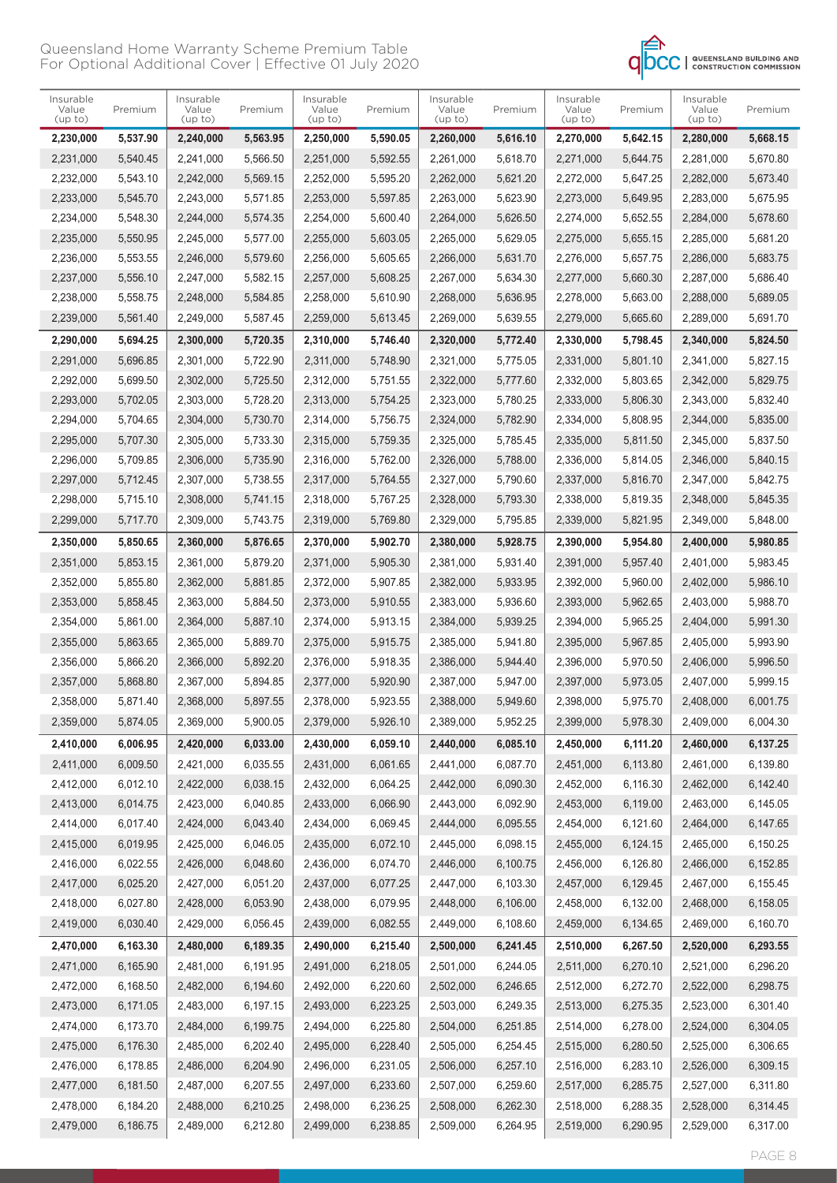Queensland Home Warranty Scheme Premium Table
For Optional Additional Cover | Effective 01 July 2020

| Insurable Value (up to) | Premium | Insurable Value (up to) | Premium | Insurable Value (up to) | Premium | Insurable Value (up to) | Premium | Insurable Value (up to) | Premium | Insurable Value (up to) | Premium |
|---|---|---|---|---|---|---|---|---|---|---|---|
| **2,230,000** | **5,537.90** | **2,240,000** | **5,563.95** | **2,250,000** | **5,590.05** | **2,260,000** | **5,616.10** | **2,270,000** | **5,642.15** | **2,280,000** | **5,668.15** |
| 2,231,000 | 5,540.45 | 2,241,000 | 5,566.50 | 2,251,000 | 5,592.55 | 2,261,000 | 5,618.70 | 2,271,000 | 5,644.75 | 2,281,000 | 5,670.80 |
| 2,232,000 | 5,543.10 | 2,242,000 | 5,569.15 | 2,252,000 | 5,595.20 | 2,262,000 | 5,621.20 | 2,272,000 | 5,647.25 | 2,282,000 | 5,673.40 |
| 2,233,000 | 5,545.70 | 2,243,000 | 5,571.85 | 2,253,000 | 5,597.85 | 2,263,000 | 5,623.90 | 2,273,000 | 5,649.95 | 2,283,000 | 5,675.95 |
| 2,234,000 | 5,548.30 | 2,244,000 | 5,574.35 | 2,254,000 | 5,600.40 | 2,264,000 | 5,626.50 | 2,274,000 | 5,652.55 | 2,284,000 | 5,678.60 |
| 2,235,000 | 5,550.95 | 2,245,000 | 5,577.00 | 2,255,000 | 5,603.05 | 2,265,000 | 5,629.05 | 2,275,000 | 5,655.15 | 2,285,000 | 5,681.20 |
| 2,236,000 | 5,553.55 | 2,246,000 | 5,579.60 | 2,256,000 | 5,605.65 | 2,266,000 | 5,631.70 | 2,276,000 | 5,657.75 | 2,286,000 | 5,683.75 |
| 2,237,000 | 5,556.10 | 2,247,000 | 5,582.15 | 2,257,000 | 5,608.25 | 2,267,000 | 5,634.30 | 2,277,000 | 5,660.30 | 2,287,000 | 5,686.40 |
| 2,238,000 | 5,558.75 | 2,248,000 | 5,584.85 | 2,258,000 | 5,610.90 | 2,268,000 | 5,636.95 | 2,278,000 | 5,663.00 | 2,288,000 | 5,689.05 |
| 2,239,000 | 5,561.40 | 2,249,000 | 5,587.45 | 2,259,000 | 5,613.45 | 2,269,000 | 5,639.55 | 2,279,000 | 5,665.60 | 2,289,000 | 5,691.70 |
| **2,290,000** | **5,694.25** | **2,300,000** | **5,720.35** | **2,310,000** | **5,746.40** | **2,320,000** | **5,772.40** | **2,330,000** | **5,798.45** | **2,340,000** | **5,824.50** |
| 2,291,000 | 5,696.85 | 2,301,000 | 5,722.90 | 2,311,000 | 5,748.90 | 2,321,000 | 5,775.05 | 2,331,000 | 5,801.10 | 2,341,000 | 5,827.15 |
| 2,292,000 | 5,699.50 | 2,302,000 | 5,725.50 | 2,312,000 | 5,751.55 | 2,322,000 | 5,777.60 | 2,332,000 | 5,803.65 | 2,342,000 | 5,829.75 |
| 2,293,000 | 5,702.05 | 2,303,000 | 5,728.20 | 2,313,000 | 5,754.25 | 2,323,000 | 5,780.25 | 2,333,000 | 5,806.30 | 2,343,000 | 5,832.40 |
| 2,294,000 | 5,704.65 | 2,304,000 | 5,730.70 | 2,314,000 | 5,756.75 | 2,324,000 | 5,782.90 | 2,334,000 | 5,808.95 | 2,344,000 | 5,835.00 |
| 2,295,000 | 5,707.30 | 2,305,000 | 5,733.30 | 2,315,000 | 5,759.35 | 2,325,000 | 5,785.45 | 2,335,000 | 5,811.50 | 2,345,000 | 5,837.50 |
| 2,296,000 | 5,709.85 | 2,306,000 | 5,735.90 | 2,316,000 | 5,762.00 | 2,326,000 | 5,788.00 | 2,336,000 | 5,814.05 | 2,346,000 | 5,840.15 |
| 2,297,000 | 5,712.45 | 2,307,000 | 5,738.55 | 2,317,000 | 5,764.55 | 2,327,000 | 5,790.60 | 2,337,000 | 5,816.70 | 2,347,000 | 5,842.75 |
| 2,298,000 | 5,715.10 | 2,308,000 | 5,741.15 | 2,318,000 | 5,767.25 | 2,328,000 | 5,793.30 | 2,338,000 | 5,819.35 | 2,348,000 | 5,845.35 |
| 2,299,000 | 5,717.70 | 2,309,000 | 5,743.75 | 2,319,000 | 5,769.80 | 2,329,000 | 5,795.85 | 2,339,000 | 5,821.95 | 2,349,000 | 5,848.00 |
| **2,350,000** | **5,850.65** | **2,360,000** | **5,876.65** | **2,370,000** | **5,902.70** | **2,380,000** | **5,928.75** | **2,390,000** | **5,954.80** | **2,400,000** | **5,980.85** |
| 2,351,000 | 5,853.15 | 2,361,000 | 5,879.20 | 2,371,000 | 5,905.30 | 2,381,000 | 5,931.40 | 2,391,000 | 5,957.40 | 2,401,000 | 5,983.45 |
| 2,352,000 | 5,855.80 | 2,362,000 | 5,881.85 | 2,372,000 | 5,907.85 | 2,382,000 | 5,933.95 | 2,392,000 | 5,960.00 | 2,402,000 | 5,986.10 |
| 2,353,000 | 5,858.45 | 2,363,000 | 5,884.50 | 2,373,000 | 5,910.55 | 2,383,000 | 5,936.60 | 2,393,000 | 5,962.65 | 2,403,000 | 5,988.70 |
| 2,354,000 | 5,861.00 | 2,364,000 | 5,887.10 | 2,374,000 | 5,913.15 | 2,384,000 | 5,939.25 | 2,394,000 | 5,965.25 | 2,404,000 | 5,991.30 |
| 2,355,000 | 5,863.65 | 2,365,000 | 5,889.70 | 2,375,000 | 5,915.75 | 2,385,000 | 5,941.80 | 2,395,000 | 5,967.85 | 2,405,000 | 5,993.90 |
| 2,356,000 | 5,866.20 | 2,366,000 | 5,892.20 | 2,376,000 | 5,918.35 | 2,386,000 | 5,944.40 | 2,396,000 | 5,970.50 | 2,406,000 | 5,996.50 |
| 2,357,000 | 5,868.80 | 2,367,000 | 5,894.85 | 2,377,000 | 5,920.90 | 2,387,000 | 5,947.00 | 2,397,000 | 5,973.05 | 2,407,000 | 5,999.15 |
| 2,358,000 | 5,871.40 | 2,368,000 | 5,897.55 | 2,378,000 | 5,923.55 | 2,388,000 | 5,949.60 | 2,398,000 | 5,975.70 | 2,408,000 | 6,001.75 |
| 2,359,000 | 5,874.05 | 2,369,000 | 5,900.05 | 2,379,000 | 5,926.10 | 2,389,000 | 5,952.25 | 2,399,000 | 5,978.30 | 2,409,000 | 6,004.30 |
| **2,410,000** | **6,006.95** | **2,420,000** | **6,033.00** | **2,430,000** | **6,059.10** | **2,440,000** | **6,085.10** | **2,450,000** | **6,111.20** | **2,460,000** | **6,137.25** |
| 2,411,000 | 6,009.50 | 2,421,000 | 6,035.55 | 2,431,000 | 6,061.65 | 2,441,000 | 6,087.70 | 2,451,000 | 6,113.80 | 2,461,000 | 6,139.80 |
| 2,412,000 | 6,012.10 | 2,422,000 | 6,038.15 | 2,432,000 | 6,064.25 | 2,442,000 | 6,090.30 | 2,452,000 | 6,116.30 | 2,462,000 | 6,142.40 |
| 2,413,000 | 6,014.75 | 2,423,000 | 6,040.85 | 2,433,000 | 6,066.90 | 2,443,000 | 6,092.90 | 2,453,000 | 6,119.00 | 2,463,000 | 6,145.05 |
| 2,414,000 | 6,017.40 | 2,424,000 | 6,043.40 | 2,434,000 | 6,069.45 | 2,444,000 | 6,095.55 | 2,454,000 | 6,121.60 | 2,464,000 | 6,147.65 |
| 2,415,000 | 6,019.95 | 2,425,000 | 6,046.05 | 2,435,000 | 6,072.10 | 2,445,000 | 6,098.15 | 2,455,000 | 6,124.15 | 2,465,000 | 6,150.25 |
| 2,416,000 | 6,022.55 | 2,426,000 | 6,048.60 | 2,436,000 | 6,074.70 | 2,446,000 | 6,100.75 | 2,456,000 | 6,126.80 | 2,466,000 | 6,152.85 |
| 2,417,000 | 6,025.20 | 2,427,000 | 6,051.20 | 2,437,000 | 6,077.25 | 2,447,000 | 6,103.30 | 2,457,000 | 6,129.45 | 2,467,000 | 6,155.45 |
| 2,418,000 | 6,027.80 | 2,428,000 | 6,053.90 | 2,438,000 | 6,079.95 | 2,448,000 | 6,106.00 | 2,458,000 | 6,132.00 | 2,468,000 | 6,158.05 |
| 2,419,000 | 6,030.40 | 2,429,000 | 6,056.45 | 2,439,000 | 6,082.55 | 2,449,000 | 6,108.60 | 2,459,000 | 6,134.65 | 2,469,000 | 6,160.70 |
| **2,470,000** | **6,163.30** | **2,480,000** | **6,189.35** | **2,490,000** | **6,215.40** | **2,500,000** | **6,241.45** | **2,510,000** | **6,267.50** | **2,520,000** | **6,293.55** |
| 2,471,000 | 6,165.90 | 2,481,000 | 6,191.95 | 2,491,000 | 6,218.05 | 2,501,000 | 6,244.05 | 2,511,000 | 6,270.10 | 2,521,000 | 6,296.20 |
| 2,472,000 | 6,168.50 | 2,482,000 | 6,194.60 | 2,492,000 | 6,220.60 | 2,502,000 | 6,246.65 | 2,512,000 | 6,272.70 | 2,522,000 | 6,298.75 |
| 2,473,000 | 6,171.05 | 2,483,000 | 6,197.15 | 2,493,000 | 6,223.25 | 2,503,000 | 6,249.35 | 2,513,000 | 6,275.35 | 2,523,000 | 6,301.40 |
| 2,474,000 | 6,173.70 | 2,484,000 | 6,199.75 | 2,494,000 | 6,225.80 | 2,504,000 | 6,251.85 | 2,514,000 | 6,278.00 | 2,524,000 | 6,304.05 |
| 2,475,000 | 6,176.30 | 2,485,000 | 6,202.40 | 2,495,000 | 6,228.40 | 2,505,000 | 6,254.45 | 2,515,000 | 6,280.50 | 2,525,000 | 6,306.65 |
| 2,476,000 | 6,178.85 | 2,486,000 | 6,204.90 | 2,496,000 | 6,231.05 | 2,506,000 | 6,257.10 | 2,516,000 | 6,283.10 | 2,526,000 | 6,309.15 |
| 2,477,000 | 6,181.50 | 2,487,000 | 6,207.55 | 2,497,000 | 6,233.60 | 2,507,000 | 6,259.60 | 2,517,000 | 6,285.75 | 2,527,000 | 6,311.80 |
| 2,478,000 | 6,184.20 | 2,488,000 | 6,210.25 | 2,498,000 | 6,236.25 | 2,508,000 | 6,262.30 | 2,518,000 | 6,288.35 | 2,528,000 | 6,314.45 |
| 2,479,000 | 6,186.75 | 2,489,000 | 6,212.80 | 2,499,000 | 6,238.85 | 2,509,000 | 6,264.95 | 2,519,000 | 6,290.95 | 2,529,000 | 6,317.00 |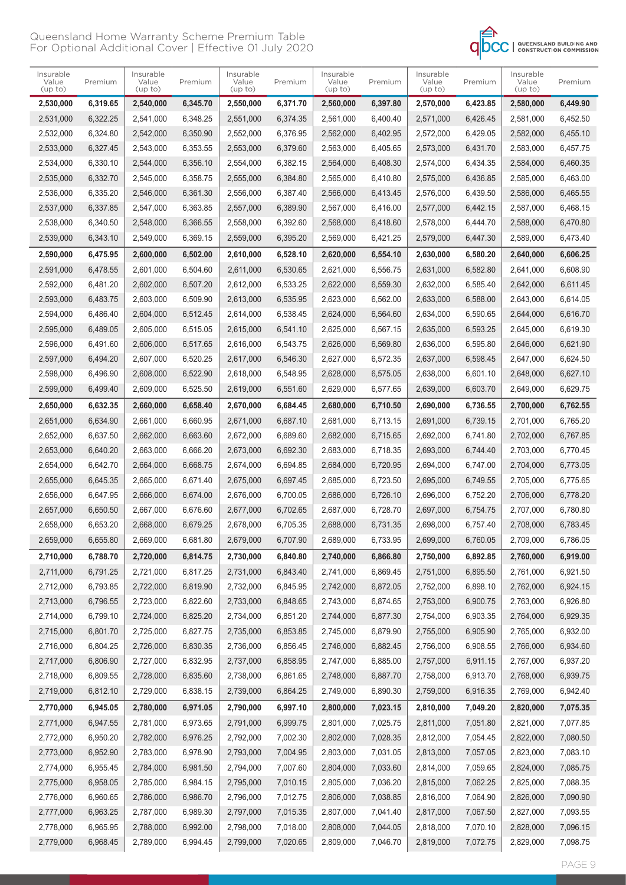Queensland Home Warranty Scheme Premium Table
For Optional Additional Cover | Effective 01 July 2020

| Insurable Value (up to) | Premium | Insurable Value (up to) | Premium | Insurable Value (up to) | Premium | Insurable Value (up to) | Premium | Insurable Value (up to) | Premium | Insurable Value (up to) | Premium |
|---|---|---|---|---|---|---|---|---|---|---|---|
| **2,530,000** | **6,319.65** | **2,540,000** | **6,345.70** | **2,550,000** | **6,371.70** | **2,560,000** | **6,397.80** | **2,570,000** | **6,423.85** | **2,580,000** | **6,449.90** |
| 2,531,000 | 6,322.25 | 2,541,000 | 6,348.25 | 2,551,000 | 6,374.35 | 2,561,000 | 6,400.40 | 2,571,000 | 6,426.45 | 2,581,000 | 6,452.50 |
| 2,532,000 | 6,324.80 | 2,542,000 | 6,350.90 | 2,552,000 | 6,376.95 | 2,562,000 | 6,402.95 | 2,572,000 | 6,429.05 | 2,582,000 | 6,455.10 |
| 2,533,000 | 6,327.45 | 2,543,000 | 6,353.55 | 2,553,000 | 6,379.60 | 2,563,000 | 6,405.65 | 2,573,000 | 6,431.70 | 2,583,000 | 6,457.75 |
| 2,534,000 | 6,330.10 | 2,544,000 | 6,356.10 | 2,554,000 | 6,382.15 | 2,564,000 | 6,408.30 | 2,574,000 | 6,434.35 | 2,584,000 | 6,460.35 |
| 2,535,000 | 6,332.70 | 2,545,000 | 6,358.75 | 2,555,000 | 6,384.80 | 2,565,000 | 6,410.80 | 2,575,000 | 6,436.85 | 2,585,000 | 6,463.00 |
| 2,536,000 | 6,335.20 | 2,546,000 | 6,361.30 | 2,556,000 | 6,387.40 | 2,566,000 | 6,413.45 | 2,576,000 | 6,439.50 | 2,586,000 | 6,465.55 |
| 2,537,000 | 6,337.85 | 2,547,000 | 6,363.85 | 2,557,000 | 6,389.90 | 2,567,000 | 6,416.00 | 2,577,000 | 6,442.15 | 2,587,000 | 6,468.15 |
| 2,538,000 | 6,340.50 | 2,548,000 | 6,366.55 | 2,558,000 | 6,392.60 | 2,568,000 | 6,418.60 | 2,578,000 | 6,444.70 | 2,588,000 | 6,470.80 |
| 2,539,000 | 6,343.10 | 2,549,000 | 6,369.15 | 2,559,000 | 6,395.20 | 2,569,000 | 6,421.25 | 2,579,000 | 6,447.30 | 2,589,000 | 6,473.40 |
| **2,590,000** | **6,475.95** | **2,600,000** | **6,502.00** | **2,610,000** | **6,528.10** | **2,620,000** | **6,554.10** | **2,630,000** | **6,580.20** | **2,640,000** | **6,606.25** |
| 2,591,000 | 6,478.55 | 2,601,000 | 6,504.60 | 2,611,000 | 6,530.65 | 2,621,000 | 6,556.75 | 2,631,000 | 6,582.80 | 2,641,000 | 6,608.90 |
| 2,592,000 | 6,481.20 | 2,602,000 | 6,507.20 | 2,612,000 | 6,533.25 | 2,622,000 | 6,559.30 | 2,632,000 | 6,585.40 | 2,642,000 | 6,611.45 |
| 2,593,000 | 6,483.75 | 2,603,000 | 6,509.90 | 2,613,000 | 6,535.95 | 2,623,000 | 6,562.00 | 2,633,000 | 6,588.00 | 2,643,000 | 6,614.05 |
| 2,594,000 | 6,486.40 | 2,604,000 | 6,512.45 | 2,614,000 | 6,538.45 | 2,624,000 | 6,564.60 | 2,634,000 | 6,590.65 | 2,644,000 | 6,616.70 |
| 2,595,000 | 6,489.05 | 2,605,000 | 6,515.05 | 2,615,000 | 6,541.10 | 2,625,000 | 6,567.15 | 2,635,000 | 6,593.25 | 2,645,000 | 6,619.30 |
| 2,596,000 | 6,491.60 | 2,606,000 | 6,517.65 | 2,616,000 | 6,543.75 | 2,626,000 | 6,569.80 | 2,636,000 | 6,595.80 | 2,646,000 | 6,621.90 |
| 2,597,000 | 6,494.20 | 2,607,000 | 6,520.25 | 2,617,000 | 6,546.30 | 2,627,000 | 6,572.35 | 2,637,000 | 6,598.45 | 2,647,000 | 6,624.50 |
| 2,598,000 | 6,496.90 | 2,608,000 | 6,522.90 | 2,618,000 | 6,548.95 | 2,628,000 | 6,575.05 | 2,638,000 | 6,601.10 | 2,648,000 | 6,627.10 |
| 2,599,000 | 6,499.40 | 2,609,000 | 6,525.50 | 2,619,000 | 6,551.60 | 2,629,000 | 6,577.65 | 2,639,000 | 6,603.70 | 2,649,000 | 6,629.75 |
| **2,650,000** | **6,632.35** | **2,660,000** | **6,658.40** | **2,670,000** | **6,684.45** | **2,680,000** | **6,710.50** | **2,690,000** | **6,736.55** | **2,700,000** | **6,762.55** |
| 2,651,000 | 6,634.90 | 2,661,000 | 6,660.95 | 2,671,000 | 6,687.10 | 2,681,000 | 6,713.15 | 2,691,000 | 6,739.15 | 2,701,000 | 6,765.20 |
| 2,652,000 | 6,637.50 | 2,662,000 | 6,663.60 | 2,672,000 | 6,689.60 | 2,682,000 | 6,715.65 | 2,692,000 | 6,741.80 | 2,702,000 | 6,767.85 |
| 2,653,000 | 6,640.20 | 2,663,000 | 6,666.20 | 2,673,000 | 6,692.30 | 2,683,000 | 6,718.35 | 2,693,000 | 6,744.40 | 2,703,000 | 6,770.45 |
| 2,654,000 | 6,642.70 | 2,664,000 | 6,668.75 | 2,674,000 | 6,694.85 | 2,684,000 | 6,720.95 | 2,694,000 | 6,747.00 | 2,704,000 | 6,773.05 |
| 2,655,000 | 6,645.35 | 2,665,000 | 6,671.40 | 2,675,000 | 6,697.45 | 2,685,000 | 6,723.50 | 2,695,000 | 6,749.55 | 2,705,000 | 6,775.65 |
| 2,656,000 | 6,647.95 | 2,666,000 | 6,674.00 | 2,676,000 | 6,700.05 | 2,686,000 | 6,726.10 | 2,696,000 | 6,752.20 | 2,706,000 | 6,778.20 |
| 2,657,000 | 6,650.50 | 2,667,000 | 6,676.60 | 2,677,000 | 6,702.65 | 2,687,000 | 6,728.70 | 2,697,000 | 6,754.75 | 2,707,000 | 6,780.80 |
| 2,658,000 | 6,653.20 | 2,668,000 | 6,679.25 | 2,678,000 | 6,705.35 | 2,688,000 | 6,731.35 | 2,698,000 | 6,757.40 | 2,708,000 | 6,783.45 |
| 2,659,000 | 6,655.80 | 2,669,000 | 6,681.80 | 2,679,000 | 6,707.90 | 2,689,000 | 6,733.95 | 2,699,000 | 6,760.05 | 2,709,000 | 6,786.05 |
| **2,710,000** | **6,788.70** | **2,720,000** | **6,814.75** | **2,730,000** | **6,840.80** | **2,740,000** | **6,866.80** | **2,750,000** | **6,892.85** | **2,760,000** | **6,919.00** |
| 2,711,000 | 6,791.25 | 2,721,000 | 6,817.25 | 2,731,000 | 6,843.40 | 2,741,000 | 6,869.45 | 2,751,000 | 6,895.50 | 2,761,000 | 6,921.50 |
| 2,712,000 | 6,793.85 | 2,722,000 | 6,819.90 | 2,732,000 | 6,845.95 | 2,742,000 | 6,872.05 | 2,752,000 | 6,898.10 | 2,762,000 | 6,924.15 |
| 2,713,000 | 6,796.55 | 2,723,000 | 6,822.60 | 2,733,000 | 6,848.65 | 2,743,000 | 6,874.65 | 2,753,000 | 6,900.75 | 2,763,000 | 6,926.80 |
| 2,714,000 | 6,799.10 | 2,724,000 | 6,825.20 | 2,734,000 | 6,851.20 | 2,744,000 | 6,877.30 | 2,754,000 | 6,903.35 | 2,764,000 | 6,929.35 |
| 2,715,000 | 6,801.70 | 2,725,000 | 6,827.75 | 2,735,000 | 6,853.85 | 2,745,000 | 6,879.90 | 2,755,000 | 6,905.90 | 2,765,000 | 6,932.00 |
| 2,716,000 | 6,804.25 | 2,726,000 | 6,830.35 | 2,736,000 | 6,856.45 | 2,746,000 | 6,882.45 | 2,756,000 | 6,908.55 | 2,766,000 | 6,934.60 |
| 2,717,000 | 6,806.90 | 2,727,000 | 6,832.95 | 2,737,000 | 6,858.95 | 2,747,000 | 6,885.00 | 2,757,000 | 6,911.15 | 2,767,000 | 6,937.20 |
| 2,718,000 | 6,809.55 | 2,728,000 | 6,835.60 | 2,738,000 | 6,861.65 | 2,748,000 | 6,887.70 | 2,758,000 | 6,913.70 | 2,768,000 | 6,939.75 |
| 2,719,000 | 6,812.10 | 2,729,000 | 6,838.15 | 2,739,000 | 6,864.25 | 2,749,000 | 6,890.30 | 2,759,000 | 6,916.35 | 2,769,000 | 6,942.40 |
| **2,770,000** | **6,945.05** | **2,780,000** | **6,971.05** | **2,790,000** | **6,997.10** | **2,800,000** | **7,023.15** | **2,810,000** | **7,049.20** | **2,820,000** | **7,075.35** |
| 2,771,000 | 6,947.55 | 2,781,000 | 6,973.65 | 2,791,000 | 6,999.75 | 2,801,000 | 7,025.75 | 2,811,000 | 7,051.80 | 2,821,000 | 7,077.85 |
| 2,772,000 | 6,950.20 | 2,782,000 | 6,976.25 | 2,792,000 | 7,002.30 | 2,802,000 | 7,028.35 | 2,812,000 | 7,054.45 | 2,822,000 | 7,080.50 |
| 2,773,000 | 6,952.90 | 2,783,000 | 6,978.90 | 2,793,000 | 7,004.95 | 2,803,000 | 7,031.05 | 2,813,000 | 7,057.05 | 2,823,000 | 7,083.10 |
| 2,774,000 | 6,955.45 | 2,784,000 | 6,981.50 | 2,794,000 | 7,007.60 | 2,804,000 | 7,033.60 | 2,814,000 | 7,059.65 | 2,824,000 | 7,085.75 |
| 2,775,000 | 6,958.05 | 2,785,000 | 6,984.15 | 2,795,000 | 7,010.15 | 2,805,000 | 7,036.20 | 2,815,000 | 7,062.25 | 2,825,000 | 7,088.35 |
| 2,776,000 | 6,960.65 | 2,786,000 | 6,986.70 | 2,796,000 | 7,012.75 | 2,806,000 | 7,038.85 | 2,816,000 | 7,064.90 | 2,826,000 | 7,090.90 |
| 2,777,000 | 6,963.25 | 2,787,000 | 6,989.30 | 2,797,000 | 7,015.35 | 2,807,000 | 7,041.40 | 2,817,000 | 7,067.50 | 2,827,000 | 7,093.55 |
| 2,778,000 | 6,965.95 | 2,788,000 | 6,992.00 | 2,798,000 | 7,018.00 | 2,808,000 | 7,044.05 | 2,818,000 | 7,070.10 | 2,828,000 | 7,096.15 |
| 2,779,000 | 6,968.45 | 2,789,000 | 6,994.45 | 2,799,000 | 7,020.65 | 2,809,000 | 7,046.70 | 2,819,000 | 7,072.75 | 2,829,000 | 7,098.75 |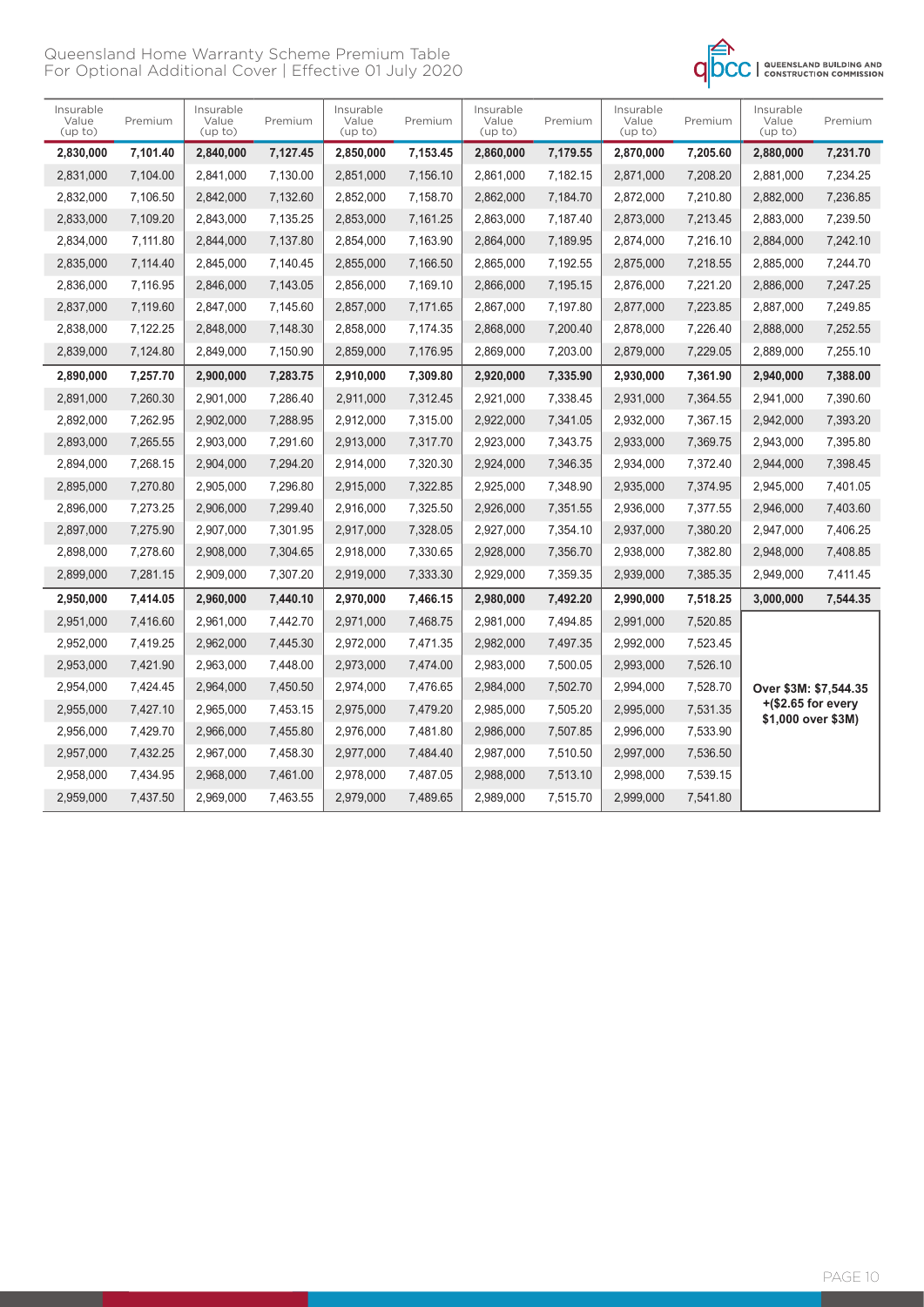Queensland Home Warranty Scheme Premium Table
For Optional Additional Cover | Effective 01 July 2020

| Insurable Value (up to) | Premium | Insurable Value (up to) | Premium | Insurable Value (up to) | Premium | Insurable Value (up to) | Premium | Insurable Value (up to) | Premium | Insurable Value (up to) | Premium |
|---|---|---|---|---|---|---|---|---|---|---|---|
| **2,830,000** | **7,101.40** | **2,840,000** | **7,127.45** | **2,850,000** | **7,153.45** | **2,860,000** | **7,179.55** | **2,870,000** | **7,205.60** | **2,880,000** | **7,231.70** |
| 2,831,000 | 7,104.00 | 2,841,000 | 7,130.00 | 2,851,000 | 7,156.10 | 2,861,000 | 7,182.15 | 2,871,000 | 7,208.20 | 2,881,000 | 7,234.25 |
| 2,832,000 | 7,106.50 | 2,842,000 | 7,132.60 | 2,852,000 | 7,158.70 | 2,862,000 | 7,184.70 | 2,872,000 | 7,210.80 | 2,882,000 | 7,236.85 |
| 2,833,000 | 7,109.20 | 2,843,000 | 7,135.25 | 2,853,000 | 7,161.25 | 2,863,000 | 7,187.40 | 2,873,000 | 7,213.45 | 2,883,000 | 7,239.50 |
| 2,834,000 | 7,111.80 | 2,844,000 | 7,137.80 | 2,854,000 | 7,163.90 | 2,864,000 | 7,189.95 | 2,874,000 | 7,216.10 | 2,884,000 | 7,242.10 |
| 2,835,000 | 7,114.40 | 2,845,000 | 7,140.45 | 2,855,000 | 7,166.50 | 2,865,000 | 7,192.55 | 2,875,000 | 7,218.55 | 2,885,000 | 7,244.70 |
| 2,836,000 | 7,116.95 | 2,846,000 | 7,143.05 | 2,856,000 | 7,169.10 | 2,866,000 | 7,195.15 | 2,876,000 | 7,221.20 | 2,886,000 | 7,247.25 |
| 2,837,000 | 7,119.60 | 2,847,000 | 7,145.60 | 2,857,000 | 7,171.65 | 2,867,000 | 7,197.80 | 2,877,000 | 7,223.85 | 2,887,000 | 7,249.85 |
| 2,838,000 | 7,122.25 | 2,848,000 | 7,148.30 | 2,858,000 | 7,174.35 | 2,868,000 | 7,200.40 | 2,878,000 | 7,226.40 | 2,888,000 | 7,252.55 |
| 2,839,000 | 7,124.80 | 2,849,000 | 7,150.90 | 2,859,000 | 7,176.95 | 2,869,000 | 7,203.00 | 2,879,000 | 7,229.05 | 2,889,000 | 7,255.10 |
| **2,890,000** | **7,257.70** | **2,900,000** | **7,283.75** | **2,910,000** | **7,309.80** | **2,920,000** | **7,335.90** | **2,930,000** | **7,361.90** | **2,940,000** | **7,388.00** |
| 2,891,000 | 7,260.30 | 2,901,000 | 7,286.40 | 2,911,000 | 7,312.45 | 2,921,000 | 7,338.45 | 2,931,000 | 7,364.55 | 2,941,000 | 7,390.60 |
| 2,892,000 | 7,262.95 | 2,902,000 | 7,288.95 | 2,912,000 | 7,315.00 | 2,922,000 | 7,341.05 | 2,932,000 | 7,367.15 | 2,942,000 | 7,393.20 |
| 2,893,000 | 7,265.55 | 2,903,000 | 7,291.60 | 2,913,000 | 7,317.70 | 2,923,000 | 7,343.75 | 2,933,000 | 7,369.75 | 2,943,000 | 7,395.80 |
| 2,894,000 | 7,268.15 | 2,904,000 | 7,294.20 | 2,914,000 | 7,320.30 | 2,924,000 | 7,346.35 | 2,934,000 | 7,372.40 | 2,944,000 | 7,398.45 |
| 2,895,000 | 7,270.80 | 2,905,000 | 7,296.80 | 2,915,000 | 7,322.85 | 2,925,000 | 7,348.90 | 2,935,000 | 7,374.95 | 2,945,000 | 7,401.05 |
| 2,896,000 | 7,273.25 | 2,906,000 | 7,299.40 | 2,916,000 | 7,325.50 | 2,926,000 | 7,351.55 | 2,936,000 | 7,377.55 | 2,946,000 | 7,403.60 |
| 2,897,000 | 7,275.90 | 2,907,000 | 7,301.95 | 2,917,000 | 7,328.05 | 2,927,000 | 7,354.10 | 2,937,000 | 7,380.20 | 2,947,000 | 7,406.25 |
| 2,898,000 | 7,278.60 | 2,908,000 | 7,304.65 | 2,918,000 | 7,330.65 | 2,928,000 | 7,356.70 | 2,938,000 | 7,382.80 | 2,948,000 | 7,408.85 |
| 2,899,000 | 7,281.15 | 2,909,000 | 7,307.20 | 2,919,000 | 7,333.30 | 2,929,000 | 7,359.35 | 2,939,000 | 7,385.35 | 2,949,000 | 7,411.45 |
| **2,950,000** | **7,414.05** | **2,960,000** | **7,440.10** | **2,970,000** | **7,466.15** | **2,980,000** | **7,492.20** | **2,990,000** | **7,518.25** | **3,000,000** | **7,544.35** |
| 2,951,000 | 7,416.60 | 2,961,000 | 7,442.70 | 2,971,000 | 7,468.75 | 2,981,000 | 7,494.85 | 2,991,000 | 7,520.85 | | |
| 2,952,000 | 7,419.25 | 2,962,000 | 7,445.30 | 2,972,000 | 7,471.35 | 2,982,000 | 7,497.35 | 2,992,000 | 7,523.45 | | |
| 2,953,000 | 7,421.90 | 2,963,000 | 7,448.00 | 2,973,000 | 7,474.00 | 2,983,000 | 7,500.05 | 2,993,000 | 7,526.10 | | |
| 2,954,000 | 7,424.45 | 2,964,000 | 7,450.50 | 2,974,000 | 7,476.65 | 2,984,000 | 7,502.70 | 2,994,000 | 7,528.70 | **Over $3M: $7,544.35 +($2.65 for every $1,000 over $3M)** | |
| 2,955,000 | 7,427.10 | 2,965,000 | 7,453.15 | 2,975,000 | 7,479.20 | 2,985,000 | 7,505.20 | 2,995,000 | 7,531.35 | | |
| 2,956,000 | 7,429.70 | 2,966,000 | 7,455.80 | 2,976,000 | 7,481.80 | 2,986,000 | 7,507.85 | 2,996,000 | 7,533.90 | | |
| 2,957,000 | 7,432.25 | 2,967,000 | 7,458.30 | 2,977,000 | 7,484.40 | 2,987,000 | 7,510.50 | 2,997,000 | 7,536.50 | | |
| 2,958,000 | 7,434.95 | 2,968,000 | 7,461.00 | 2,978,000 | 7,487.05 | 2,988,000 | 7,513.10 | 2,998,000 | 7,539.15 | | |
| 2,959,000 | 7,437.50 | 2,969,000 | 7,463.55 | 2,979,000 | 7,489.65 | 2,989,000 | 7,515.70 | 2,999,000 | 7,541.80 | | |